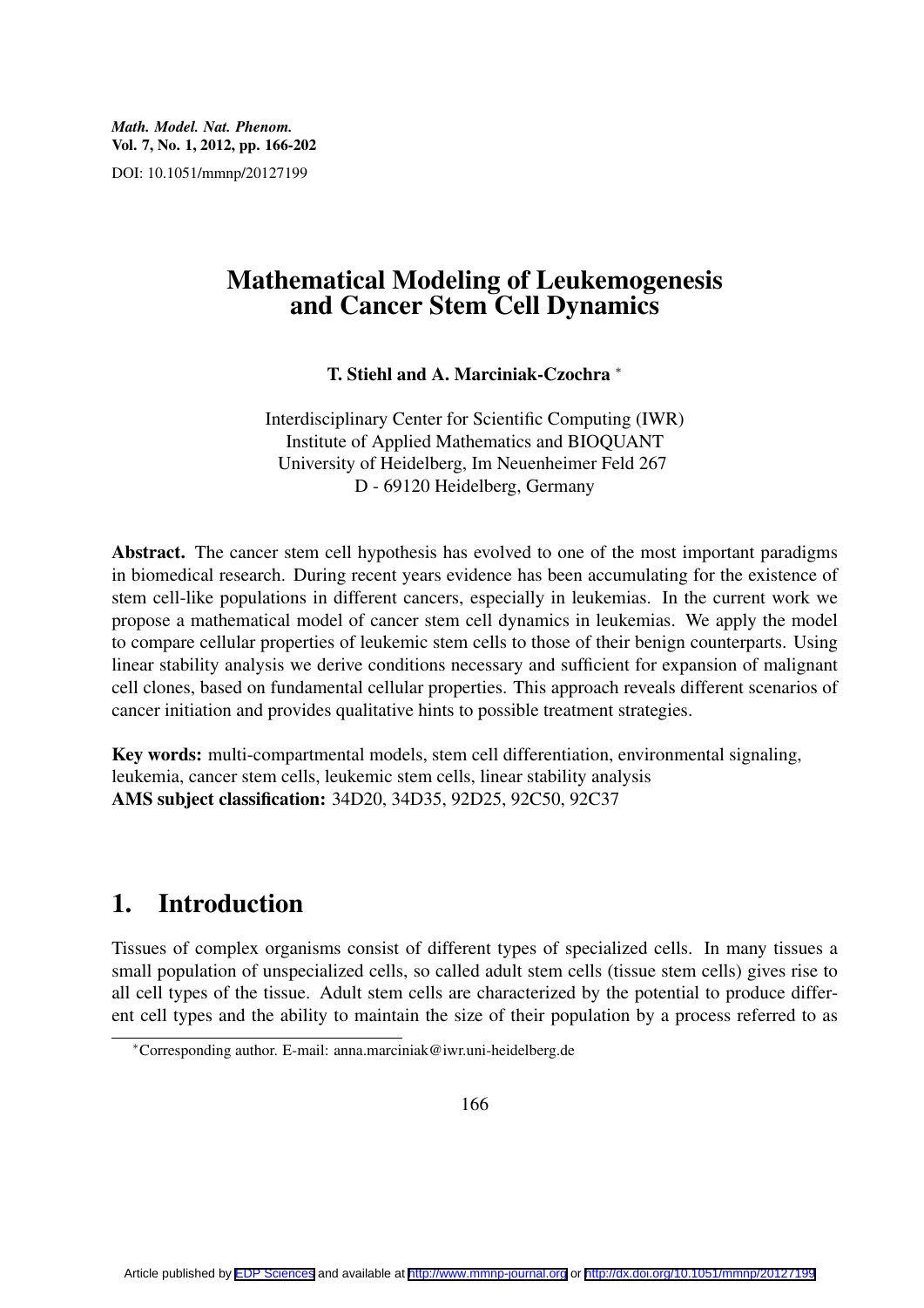*Math. Model. Nat. Phenom.*
**Vol. 7, No. 1, 2012, pp. 166-202**
DOI: 10.1051/mmnp/20127199

# Mathematical Modeling of Leukemogenesis and Cancer Stem Cell Dynamics

**T. Stiehl and A. Marciniak-Czochra** [*]

Interdisciplinary Center for Scientific Computing (IWR)
Institute of Applied Mathematics and BIOQUANT
University of Heidelberg, Im Neuenheimer Feld 267
D - 69120 Heidelberg, Germany

**Abstract.** The cancer stem cell hypothesis has evolved to one of the most important paradigms in biomedical research. During recent years evidence has been accumulating for the existence of stem cell-like populations in different cancers, especially in leukemias. In the current work we propose a mathematical model of cancer stem cell dynamics in leukemias. We apply the model to compare cellular properties of leukemic stem cells to those of their benign counterparts. Using linear stability analysis we derive conditions necessary and sufficient for expansion of malignant cell clones, based on fundamental cellular properties. This approach reveals different scenarios of cancer initiation and provides qualitative hints to possible treatment strategies.

**Key words:** multi-compartmental models, stem cell differentiation, environmental signaling, leukemia, cancer stem cells, leukemic stem cells, linear stability analysis
**AMS subject classification:** 34D20, 34D35, 92D25, 92C50, 92C37

## 1. Introduction

Tissues of complex organisms consist of different types of specialized cells. In many tissues a small population of unspecialized cells, so called adult stem cells (tissue stem cells) gives rise to all cell types of the tissue. Adult stem cells are characterized by the potential to produce different cell types and the ability to maintain the size of their population by a process referred to as

[*] Corresponding author. E-mail: anna.marciniak@iwr.uni-heidelberg.de

Article published by EDP Sciences and available at http://www.mmnp-journal.org or http://dx.doi.org/10.1051/mmnp/20127199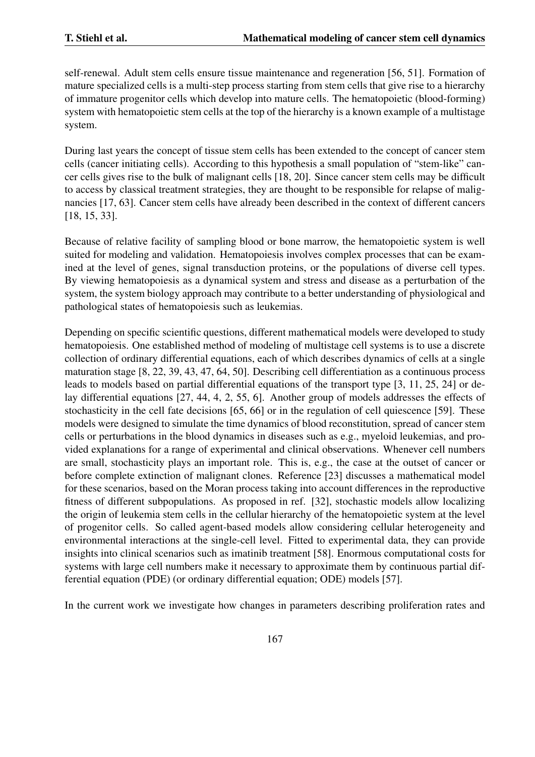self-renewal. Adult stem cells ensure tissue maintenance and regeneration [56, 51]. Formation of mature specialized cells is a multi-step process starting from stem cells that give rise to a hierarchy of immature progenitor cells which develop into mature cells. The hematopoietic (blood-forming) system with hematopoietic stem cells at the top of the hierarchy is a known example of a multistage system.

During last years the concept of tissue stem cells has been extended to the concept of cancer stem cells (cancer initiating cells). According to this hypothesis a small population of "stem-like" cancer cells gives rise to the bulk of malignant cells [18, 20]. Since cancer stem cells may be difficult to access by classical treatment strategies, they are thought to be responsible for relapse of malignancies [17, 63]. Cancer stem cells have already been described in the context of different cancers [18, 15, 33].

Because of relative facility of sampling blood or bone marrow, the hematopoietic system is well suited for modeling and validation. Hematopoiesis involves complex processes that can be examined at the level of genes, signal transduction proteins, or the populations of diverse cell types. By viewing hematopoiesis as a dynamical system and stress and disease as a perturbation of the system, the system biology approach may contribute to a better understanding of physiological and pathological states of hematopoiesis such as leukemias.

Depending on specific scientific questions, different mathematical models were developed to study hematopoiesis. One established method of modeling of multistage cell systems is to use a discrete collection of ordinary differential equations, each of which describes dynamics of cells at a single maturation stage [8, 22, 39, 43, 47, 64, 50]. Describing cell differentiation as a continuous process leads to models based on partial differential equations of the transport type [3, 11, 25, 24] or delay differential equations [27, 44, 4, 2, 55, 6]. Another group of models addresses the effects of stochasticity in the cell fate decisions [65, 66] or in the regulation of cell quiescence [59]. These models were designed to simulate the time dynamics of blood reconstitution, spread of cancer stem cells or perturbations in the blood dynamics in diseases such as e.g., myeloid leukemias, and provided explanations for a range of experimental and clinical observations. Whenever cell numbers are small, stochasticity plays an important role. This is, e.g., the case at the outset of cancer or before complete extinction of malignant clones. Reference [23] discusses a mathematical model for these scenarios, based on the Moran process taking into account differences in the reproductive fitness of different subpopulations. As proposed in ref. [32], stochastic models allow localizing the origin of leukemia stem cells in the cellular hierarchy of the hematopoietic system at the level of progenitor cells. So called agent-based models allow considering cellular heterogeneity and environmental interactions at the single-cell level. Fitted to experimental data, they can provide insights into clinical scenarios such as imatinib treatment [58]. Enormous computational costs for systems with large cell numbers make it necessary to approximate them by continuous partial differential equation (PDE) (or ordinary differential equation; ODE) models [57].

In the current work we investigate how changes in parameters describing proliferation rates and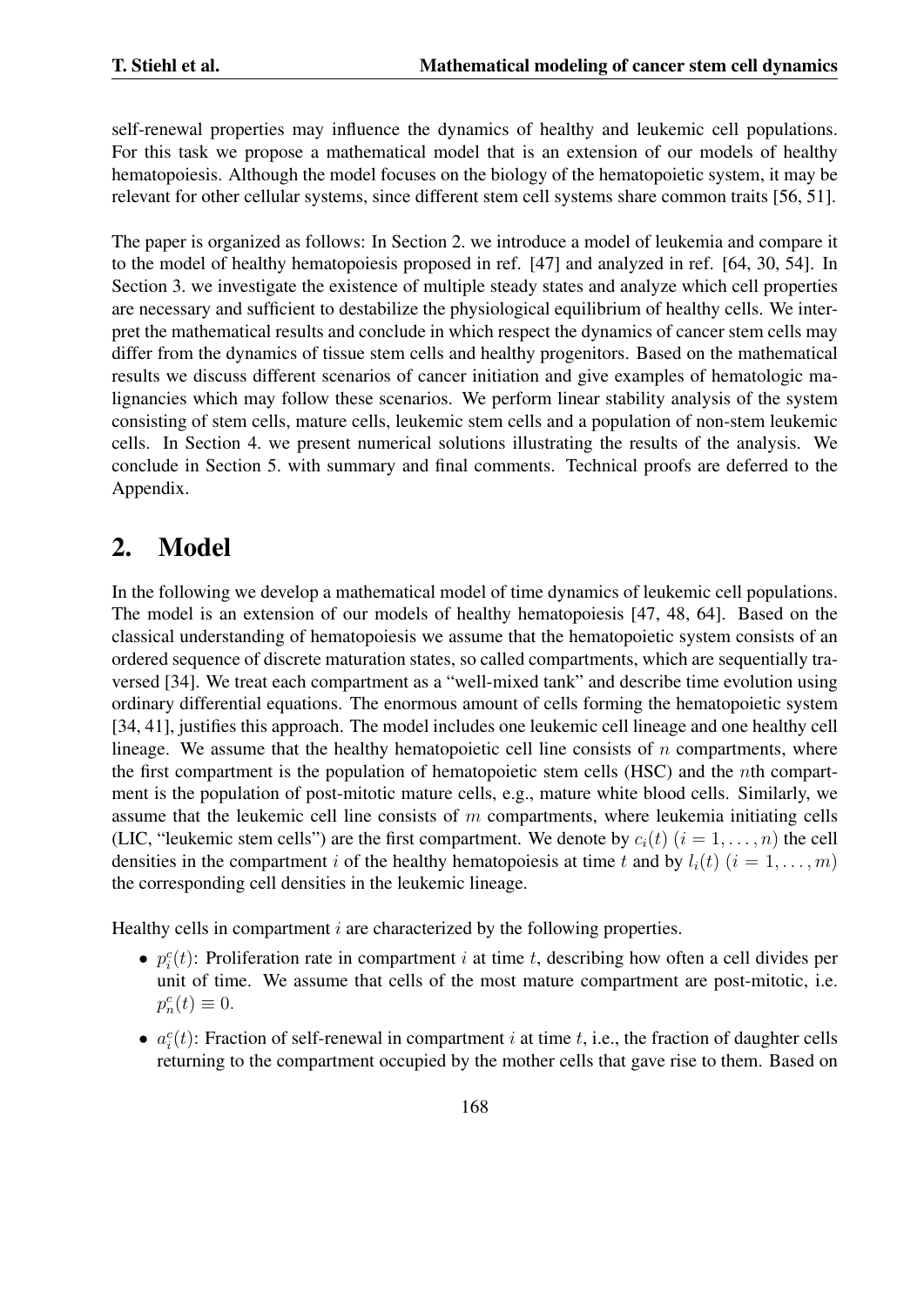self-renewal properties may influence the dynamics of healthy and leukemic cell populations. For this task we propose a mathematical model that is an extension of our models of healthy hematopoiesis. Although the model focuses on the biology of the hematopoietic system, it may be relevant for other cellular systems, since different stem cell systems share common traits [56, 51].

The paper is organized as follows: In Section 2. we introduce a model of leukemia and compare it to the model of healthy hematopoiesis proposed in ref. [47] and analyzed in ref. [64, 30, 54]. In Section 3. we investigate the existence of multiple steady states and analyze which cell properties are necessary and sufficient to destabilize the physiological equilibrium of healthy cells. We interpret the mathematical results and conclude in which respect the dynamics of cancer stem cells may differ from the dynamics of tissue stem cells and healthy progenitors. Based on the mathematical results we discuss different scenarios of cancer initiation and give examples of hematologic malignancies which may follow these scenarios. We perform linear stability analysis of the system consisting of stem cells, mature cells, leukemic stem cells and a population of non-stem leukemic cells. In Section 4. we present numerical solutions illustrating the results of the analysis. We conclude in Section 5. with summary and final comments. Technical proofs are deferred to the Appendix.

# 2. Model

In the following we develop a mathematical model of time dynamics of leukemic cell populations. The model is an extension of our models of healthy hematopoiesis [47, 48, 64]. Based on the classical understanding of hematopoiesis we assume that the hematopoietic system consists of an ordered sequence of discrete maturation states, so called compartments, which are sequentially traversed [34]. We treat each compartment as a "well-mixed tank" and describe time evolution using ordinary differential equations. The enormous amount of cells forming the hematopoietic system [34, 41], justifies this approach. The model includes one leukemic cell lineage and one healthy cell lineage. We assume that the healthy hematopoietic cell line consists of $n$ compartments, where the first compartment is the population of hematopoietic stem cells (HSC) and the $n$th compartment is the population of post-mitotic mature cells, e.g., mature white blood cells. Similarly, we assume that the leukemic cell line consists of $m$ compartments, where leukemia initiating cells (LIC, "leukemic stem cells") are the first compartment. We denote by $c_i(t)$ $(i = 1, \dots, n)$ the cell densities in the compartment $i$ of the healthy hematopoiesis at time $t$ and by $l_i(t)$ $(i = 1, \dots, m)$ the corresponding cell densities in the leukemic lineage.

Healthy cells in compartment $i$ are characterized by the following properties.

- $p_i^c(t)$: Proliferation rate in compartment $i$ at time $t$, describing how often a cell divides per unit of time. We assume that cells of the most mature compartment are post-mitotic, i.e. $p_n^c(t) \equiv 0$.
- $a_i^c(t)$: Fraction of self-renewal in compartment $i$ at time $t$, i.e., the fraction of daughter cells returning to the compartment occupied by the mother cells that gave rise to them. Based on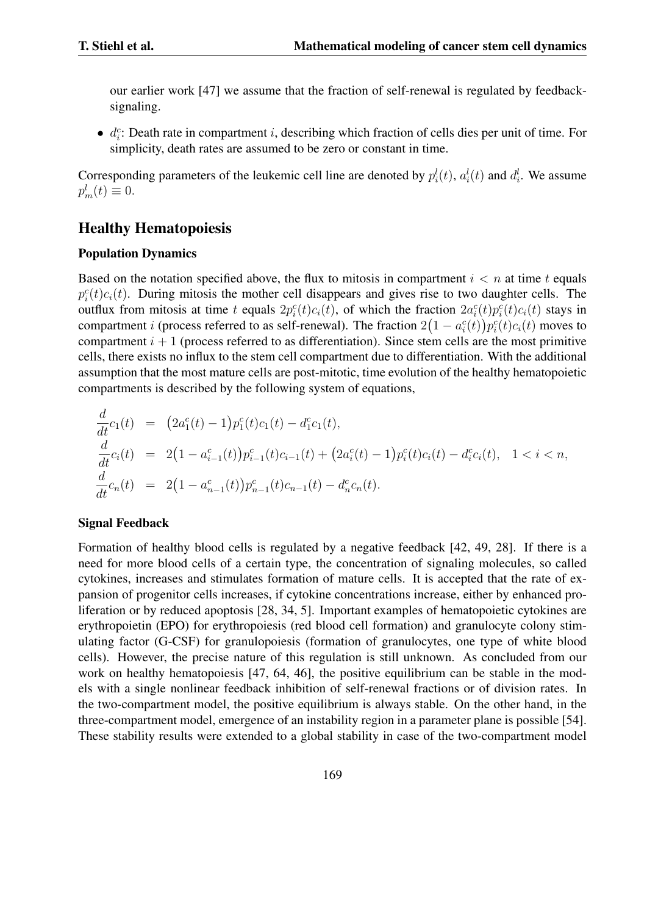our earlier work [47] we assume that the fraction of self-renewal is regulated by feedback-signaling.

- $d_i^c$: Death rate in compartment $i$, describing which fraction of cells dies per unit of time. For simplicity, death rates are assumed to be zero or constant in time.

Corresponding parameters of the leukemic cell line are denoted by $p_i^l(t)$, $a_i^l(t)$ and $d_i^l$. We assume $p_m^l(t) \equiv 0$.

## Healthy Hematopoiesis

### Population Dynamics

Based on the notation specified above, the flux to mitosis in compartment $i < n$ at time $t$ equals $p_i^c(t)c_i(t)$. During mitosis the mother cell disappears and gives rise to two daughter cells. The outflux from mitosis at time $t$ equals $2p_i^c(t)c_i(t)$, of which the fraction $2a_i^c(t)p_i^c(t)c_i(t)$ stays in compartment $i$ (process referred to as self-renewal). The fraction $2\big(1 - a_i^c(t)\big)p_i^c(t)c_i(t)$ moves to compartment $i+1$ (process referred to as differentiation). Since stem cells are the most primitive cells, there exists no influx to the stem cell compartment due to differentiation. With the additional assumption that the most mature cells are post-mitotic, time evolution of the healthy hematopoietic compartments is described by the following system of equations,

$$
\begin{aligned}
\frac{d}{dt}c_1(t) &= \big(2a_1^c(t) - 1\big)p_1^c(t)c_1(t) - d_1^c c_1(t), \\
\frac{d}{dt}c_i(t) &= 2\big(1 - a_{i-1}^c(t)\big)p_{i-1}^c(t)c_{i-1}(t) + \big(2a_i^c(t) - 1\big)p_i^c(t)c_i(t) - d_i^c c_i(t), \quad 1 < i < n, \\
\frac{d}{dt}c_n(t) &= 2\big(1 - a_{n-1}^c(t)\big)p_{n-1}^c(t)c_{n-1}(t) - d_n^c c_n(t).
\end{aligned}
$$

### Signal Feedback

Formation of healthy blood cells is regulated by a negative feedback [42, 49, 28]. If there is a need for more blood cells of a certain type, the concentration of signaling molecules, so called cytokines, increases and stimulates formation of mature cells. It is accepted that the rate of expansion of progenitor cells increases, if cytokine concentrations increase, either by enhanced proliferation or by reduced apoptosis [28, 34, 5]. Important examples of hematopoietic cytokines are erythropoietin (EPO) for erythropoiesis (red blood cell formation) and granulocyte colony stimulating factor (G-CSF) for granulopoiesis (formation of granulocytes, one type of white blood cells). However, the precise nature of this regulation is still unknown. As concluded from our work on healthy hematopoiesis [47, 64, 46], the positive equilibrium can be stable in the models with a single nonlinear feedback inhibition of self-renewal fractions or of division rates. In the two-compartment model, the positive equilibrium is always stable. On the other hand, in the three-compartment model, emergence of an instability region in a parameter plane is possible [54]. These stability results were extended to a global stability in case of the two-compartment model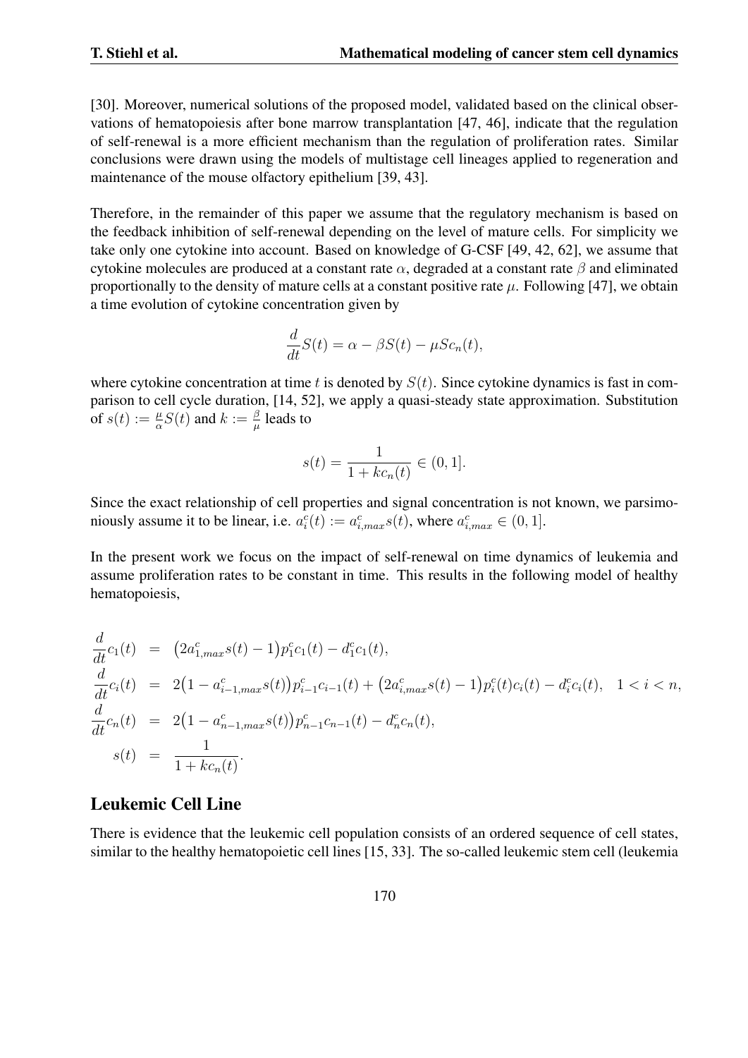[30]. Moreover, numerical solutions of the proposed model, validated based on the clinical observations of hematopoiesis after bone marrow transplantation [47, 46], indicate that the regulation of self-renewal is a more efficient mechanism than the regulation of proliferation rates. Similar conclusions were drawn using the models of multistage cell lineages applied to regeneration and maintenance of the mouse olfactory epithelium [39, 43].

Therefore, in the remainder of this paper we assume that the regulatory mechanism is based on the feedback inhibition of self-renewal depending on the level of mature cells. For simplicity we take only one cytokine into account. Based on knowledge of G-CSF [49, 42, 62], we assume that cytokine molecules are produced at a constant rate $\alpha$, degraded at a constant rate $\beta$ and eliminated proportionally to the density of mature cells at a constant positive rate $\mu$. Following [47], we obtain a time evolution of cytokine concentration given by

$$\frac{d}{dt}S(t) = \alpha - \beta S(t) - \mu S c_n(t),$$

where cytokine concentration at time $t$ is denoted by $S(t)$. Since cytokine dynamics is fast in comparison to cell cycle duration, [14, 52], we apply a quasi-steady state approximation. Substitution of $s(t) := \frac{\mu}{\alpha}S(t)$ and $k := \frac{\beta}{\mu}$ leads to

$$s(t) = \frac{1}{1 + kc_n(t)} \in (0, 1].$$

Since the exact relationship of cell properties and signal concentration is not known, we parsimoniously assume it to be linear, i.e. $a_i^c(t) := a_{i,max}^c s(t)$, where $a_{i,max}^c \in (0, 1]$.

In the present work we focus on the impact of self-renewal on time dynamics of leukemia and assume proliferation rates to be constant in time. This results in the following model of healthy hematopoiesis,

$$\begin{aligned}
\frac{d}{dt}c_1(t) &= \big(2a_{1,max}^c s(t) - 1\big)p_1^c c_1(t) - d_1^c c_1(t), \\
\frac{d}{dt}c_i(t) &= 2\big(1 - a_{i-1,max}^c s(t)\big)p_{i-1}^c c_{i-1}(t) + \big(2a_{i,max}^c s(t) - 1\big)p_i^c(t) c_i(t) - d_i^c c_i(t), \quad 1 < i < n, \\
\frac{d}{dt}c_n(t) &= 2\big(1 - a_{n-1,max}^c s(t)\big)p_{n-1}^c c_{n-1}(t) - d_n^c c_n(t), \\
s(t) &= \frac{1}{1 + kc_n(t)}.
\end{aligned}$$

## Leukemic Cell Line

There is evidence that the leukemic cell population consists of an ordered sequence of cell states, similar to the healthy hematopoietic cell lines [15, 33]. The so-called leukemic stem cell (leukemia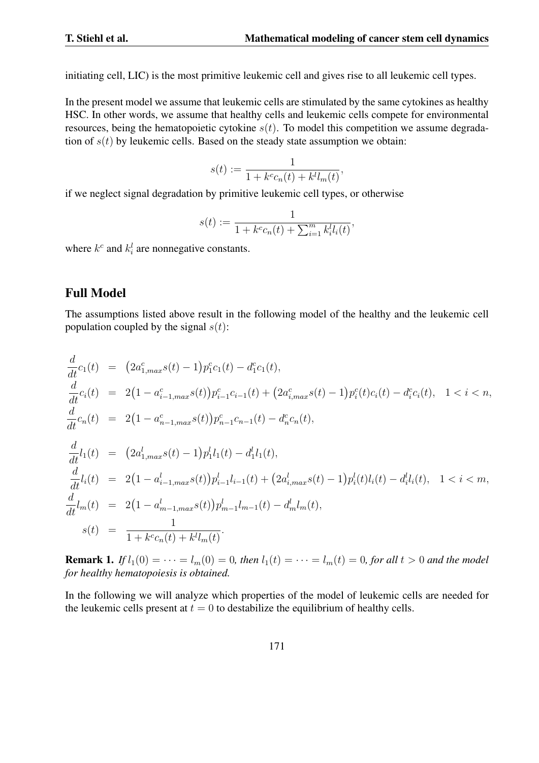initiating cell, LIC) is the most primitive leukemic cell and gives rise to all leukemic cell types.

In the present model we assume that leukemic cells are stimulated by the same cytokines as healthy HSC. In other words, we assume that healthy cells and leukemic cells compete for environmental resources, being the hematopoietic cytokine $s(t)$. To model this competition we assume degradation of $s(t)$ by leukemic cells. Based on the steady state assumption we obtain:

$$s(t) := \frac{1}{1 + k^c c_n(t) + k^l l_m(t)},$$

if we neglect signal degradation by primitive leukemic cell types, or otherwise

$$s(t) := \frac{1}{1 + k^c c_n(t) + \sum_{i=1}^{m} k_i^l l_i(t)},$$

where $k^c$ and $k_i^l$ are nonnegative constants.

## Full Model

The assumptions listed above result in the following model of the healthy and the leukemic cell population coupled by the signal $s(t)$:

$$
\begin{aligned}
\frac{d}{dt}c_1(t) &= \big(2a^c_{1,max}s(t) - 1\big)p^c_1 c_1(t) - d^c_1 c_1(t),\\
\frac{d}{dt}c_i(t) &= 2\big(1 - a^c_{i-1,max}s(t)\big)p^c_{i-1}c_{i-1}(t) + \big(2a^c_{i,max}s(t) - 1\big)p^c_i(t)c_i(t) - d^c_i c_i(t), \quad 1 < i < n,\\
\frac{d}{dt}c_n(t) &= 2\big(1 - a^c_{n-1,max}s(t)\big)p^c_{n-1}c_{n-1}(t) - d^c_n c_n(t),\\
\frac{d}{dt}l_1(t) &= \big(2a^l_{1,max}s(t) - 1\big)p^l_1 l_1(t) - d^l_1 l_1(t),\\
\frac{d}{dt}l_i(t) &= 2\big(1 - a^l_{i-1,max}s(t)\big)p^l_{i-1}l_{i-1}(t) + \big(2a^l_{i,max}s(t) - 1\big)p^l_i(t)l_i(t) - d^l_i l_i(t), \quad 1 < i < m,\\
\frac{d}{dt}l_m(t) &= 2\big(1 - a^l_{m-1,max}s(t)\big)p^l_{m-1}l_{m-1}(t) - d^l_m l_m(t),\\
s(t) &= \frac{1}{1 + k^c c_n(t) + k^l l_m(t)}.
\end{aligned}
$$

**Remark 1.** *If $l_1(0) = \cdots = l_m(0) = 0$, then $l_1(t) = \cdots = l_m(t) = 0$, for all $t > 0$ and the model for healthy hematopoiesis is obtained.*

In the following we will analyze which properties of the model of leukemic cells are needed for the leukemic cells present at $t = 0$ to destabilize the equilibrium of healthy cells.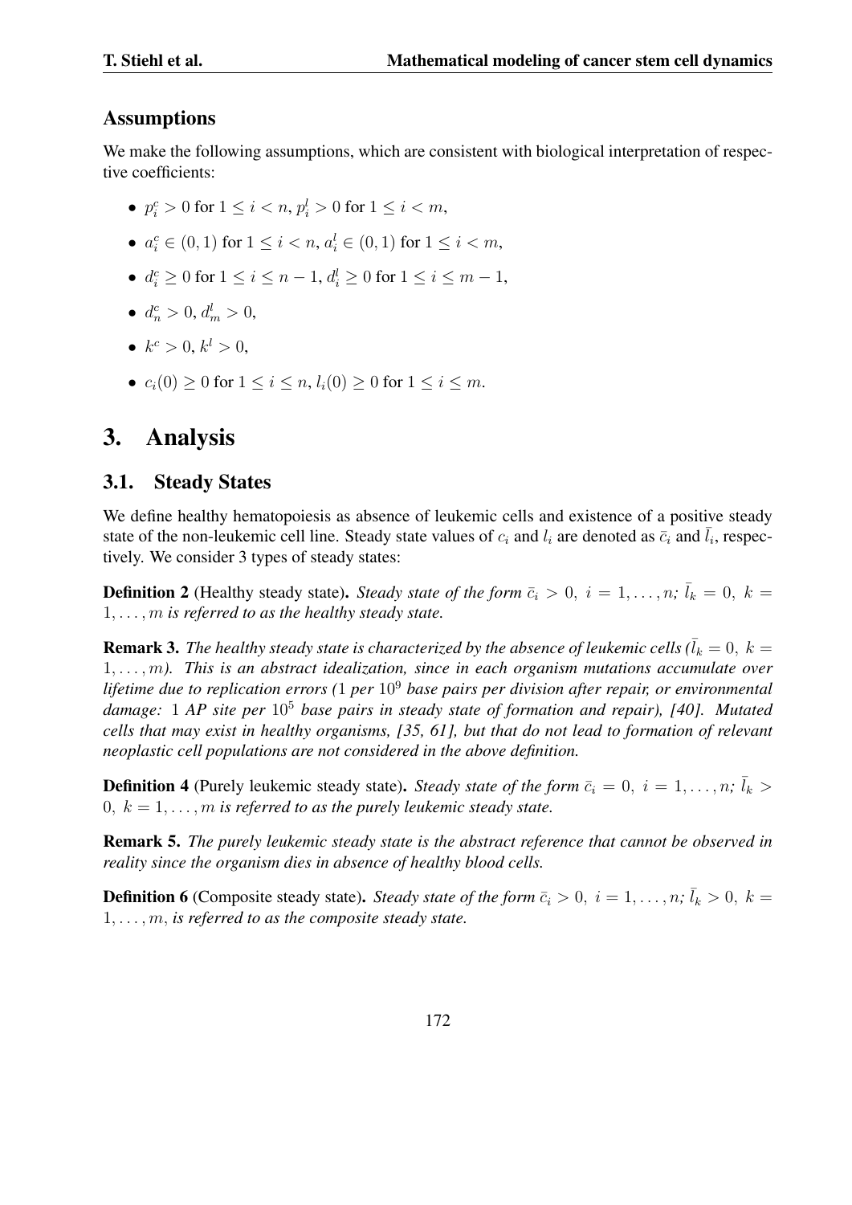### Assumptions

We make the following assumptions, which are consistent with biological interpretation of respective coefficients:

- $p_i^c > 0$ for $1 \leq i < n$, $p_i^l > 0$ for $1 \leq i < m$,
- $a_i^c \in (0, 1)$ for $1 \leq i < n$, $a_i^l \in (0, 1)$ for $1 \leq i < m$,
- $d_i^c \geq 0$ for $1 \leq i \leq n - 1$, $d_i^l \geq 0$ for $1 \leq i \leq m - 1$,
- $d_n^c > 0$, $d_m^l > 0$,
- $k^c > 0$, $k^l > 0$,
- $c_i(0) \geq 0$ for $1 \leq i \leq n$, $l_i(0) \geq 0$ for $1 \leq i \leq m$.

## 3. Analysis

### 3.1. Steady States

We define healthy hematopoiesis as absence of leukemic cells and existence of a positive steady state of the non-leukemic cell line. Steady state values of $c_i$ and $l_i$ are denoted as $\bar{c}_i$ and $\bar{l}_i$, respectively. We consider 3 types of steady states:

**Definition 2** (Healthy steady state)**.** *Steady state of the form $\bar{c}_i > 0,\ i = 1, \ldots, n;\ \bar{l}_k = 0,\ k = 1, \ldots, m$ is referred to as the healthy steady state.*

**Remark 3.** *The healthy steady state is characterized by the absence of leukemic cells ($\bar{l}_k = 0,\ k = 1, \ldots, m$). This is an abstract idealization, since in each organism mutations accumulate over lifetime due to replication errors (1 per $10^9$ base pairs per division after repair, or environmental damage: 1 AP site per $10^5$ base pairs in steady state of formation and repair), [40]. Mutated cells that may exist in healthy organisms, [35, 61], but that do not lead to formation of relevant neoplastic cell populations are not considered in the above definition.*

**Definition 4** (Purely leukemic steady state)**.** *Steady state of the form $\bar{c}_i = 0,\ i = 1, \ldots, n;\ \bar{l}_k > 0,\ k = 1, \ldots, m$ is referred to as the purely leukemic steady state.*

**Remark 5.** *The purely leukemic steady state is the abstract reference that cannot be observed in reality since the organism dies in absence of healthy blood cells.*

**Definition 6** (Composite steady state)**.** *Steady state of the form $\bar{c}_i > 0,\ i = 1, \ldots, n;\ \bar{l}_k > 0,\ k = 1, \ldots, m$, is referred to as the composite steady state.*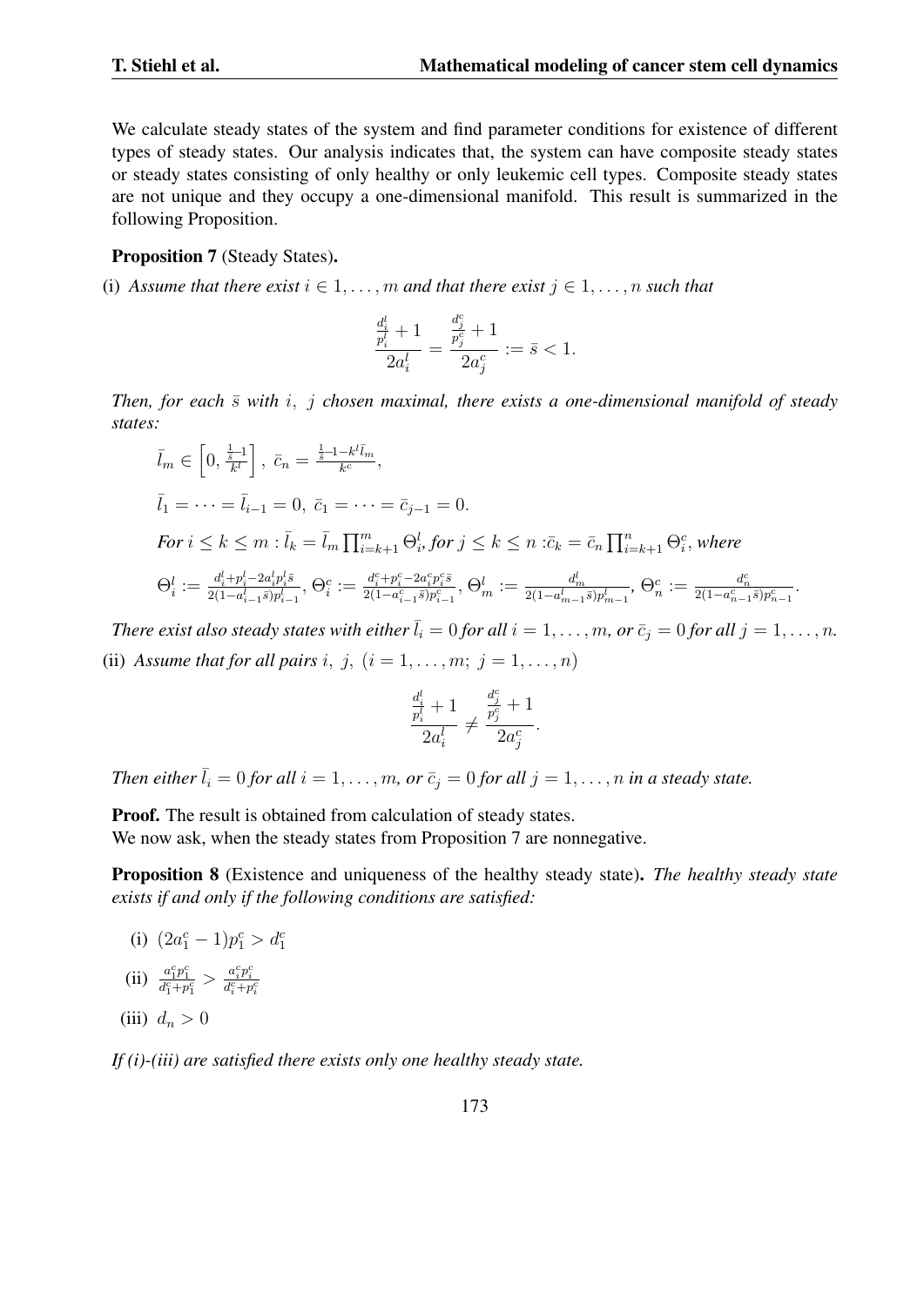We calculate steady states of the system and find parameter conditions for existence of different types of steady states. Our analysis indicates that, the system can have composite steady states or steady states consisting of only healthy or only leukemic cell types. Composite steady states are not unique and they occupy a one-dimensional manifold. This result is summarized in the following Proposition.

**Proposition 7** (Steady States)**.**

(i) *Assume that there exist $i \in 1, \ldots, m$ and that there exist $j \in 1, \ldots, n$ such that*

$$\frac{\frac{d_i^l}{p_i^l}+1}{2a_i^l} = \frac{\frac{d_j^c}{p_j^c}+1}{2a_j^c} := \bar{s} < 1.$$

*Then, for each $\bar{s}$ with $i,\ j$ chosen maximal, there exists a one-dimensional manifold of steady states:*

$\bar{l}_m \in \left[0, \frac{\frac{1}{\bar{s}}-1}{k^l}\right],\ \bar{c}_n = \frac{\frac{1}{\bar{s}}-1-k^l\bar{l}_m}{k^c},$

$\bar{l}_1 = \cdots = \bar{l}_{i-1} = 0,\ \bar{c}_1 = \cdots = \bar{c}_{j-1} = 0.$

*For* $i \leq k \leq m : \bar{l}_k = \bar{l}_m \prod_{i=k+1}^{m} \Theta_i^l$, *for* $j \leq k \leq n : \bar{c}_k = \bar{c}_n \prod_{i=k+1}^{n} \Theta_i^c$, *where*

$\Theta_i^l := \frac{d_i^l + p_i^l - 2a_i^l p_i^l \bar{s}}{2(1-a_{i-1}^l \bar{s})p_{i-1}^l},\ \Theta_i^c := \frac{d_i^c + p_i^c - 2a_i^c p_i^c \bar{s}}{2(1-a_{i-1}^c \bar{s})p_{i-1}^c},\ \Theta_m^l := \frac{d_m^l}{2(1-a_{m-1}^l \bar{s})p_{m-1}^l},\ \Theta_n^c := \frac{d_n^c}{2(1-a_{n-1}^c \bar{s})p_{n-1}^c}.$

*There exist also steady states with either $\bar{l}_i = 0$ for all $i = 1, \ldots, m$, or $\bar{c}_j = 0$ for all $j = 1, \ldots, n$.*

(ii) *Assume that for all pairs $i,\ j,\ (i = 1, \ldots, m;\ j = 1, \ldots, n)$*

$$\frac{\frac{d_i^l}{p_i^l}+1}{2a_i^l} \neq \frac{\frac{d_j^c}{p_j^c}+1}{2a_j^c}.$$

*Then either $\bar{l}_i = 0$ for all $i = 1, \ldots, m$, or $\bar{c}_j = 0$ for all $j = 1, \ldots, n$ in a steady state.*

**Proof.** The result is obtained from calculation of steady states.
We now ask, when the steady states from Proposition 7 are nonnegative.

**Proposition 8** (Existence and uniqueness of the healthy steady state)**.** *The healthy steady state exists if and only if the following conditions are satisfied:*

(i) $(2a_1^c - 1)p_1^c > d_1^c$

(ii) $\frac{a_1^c p_1^c}{d_1^c + p_1^c} > \frac{a_i^c p_i^c}{d_i^c + p_i^c}$

(iii) $d_n > 0$

*If (i)-(iii) are satisfied there exists only one healthy steady state.*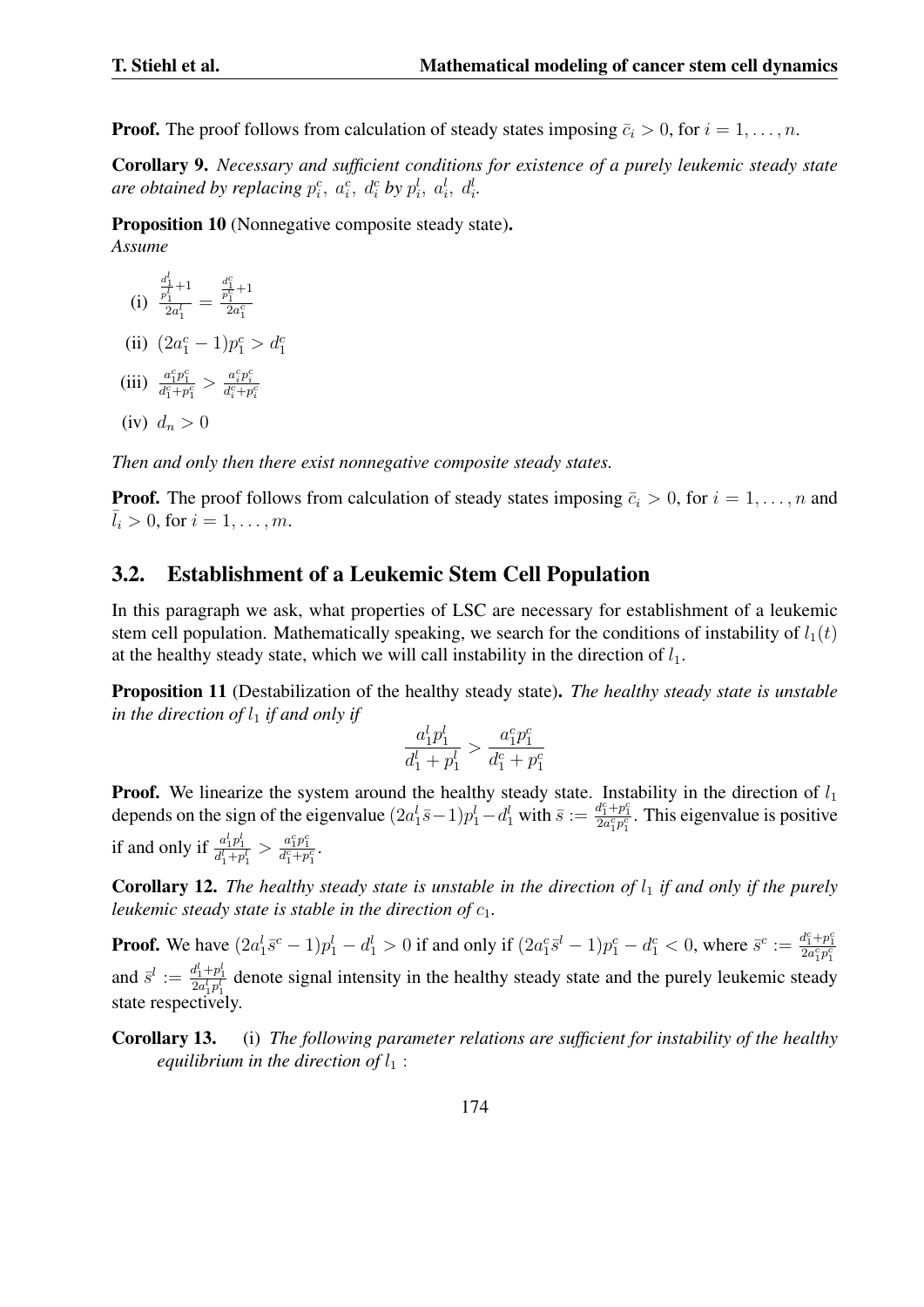**Proof.** The proof follows from calculation of steady states imposing $\bar{c}_i > 0$, for $i = 1, \ldots, n$.

**Corollary 9.** *Necessary and sufficient conditions for existence of a purely leukemic steady state are obtained by replacing $p_i^c,\ a_i^c,\ d_i^c$ by $p_i^l,\ a_i^l,\ d_i^l$.*

**Proposition 10** (Nonnegative composite steady state)**.**
*Assume*

(i) $\frac{\frac{d_1^l}{p_1^l}+1}{2a_1^l} = \frac{\frac{d_1^c}{p_1^c}+1}{2a_1^c}$

(ii) $(2a_1^c - 1)p_1^c > d_1^c$

(iii) $\frac{a_1^c p_1^c}{d_1^c + p_1^c} > \frac{a_i^c p_i^c}{d_i^c + p_i^c}$

(iv) $d_n > 0$

*Then and only then there exist nonnegative composite steady states.*

**Proof.** The proof follows from calculation of steady states imposing $\bar{c}_i > 0$, for $i = 1, \ldots, n$ and $\bar{l}_i > 0$, for $i = 1, \ldots, m$.

## 3.2. Establishment of a Leukemic Stem Cell Population

In this paragraph we ask, what properties of LSC are necessary for establishment of a leukemic stem cell population. Mathematically speaking, we search for the conditions of instability of $l_1(t)$ at the healthy steady state, which we will call instability in the direction of $l_1$.

**Proposition 11** (Destabilization of the healthy steady state)**.** *The healthy steady state is unstable in the direction of $l_1$ if and only if*

$$\frac{a_1^l p_1^l}{d_1^l + p_1^l} > \frac{a_1^c p_1^c}{d_1^c + p_1^c}$$

**Proof.** We linearize the system around the healthy steady state. Instability in the direction of $l_1$ depends on the sign of the eigenvalue $(2a_1^l \bar{s} - 1)p_1^l - d_1^l$ with $\bar{s} := \frac{d_1^c + p_1^c}{2a_1^c p_1^c}$. This eigenvalue is positive if and only if $\frac{a_1^l p_1^l}{d_1^l + p_1^l} > \frac{a_1^c p_1^c}{d_1^c + p_1^c}$.

**Corollary 12.** *The healthy steady state is unstable in the direction of $l_1$ if and only if the purely leukemic steady state is stable in the direction of $c_1$.*

**Proof.** We have $(2a_1^l \bar{s}^c - 1)p_1^l - d_1^l > 0$ if and only if $(2a_1^c \bar{s}^l - 1)p_1^c - d_1^c < 0$, where $\bar{s}^c := \frac{d_1^c + p_1^c}{2a_1^c p_1^c}$ and $\bar{s}^l := \frac{d_1^l + p_1^l}{2a_1^l p_1^l}$ denote signal intensity in the healthy steady state and the purely leukemic steady state respectively.

**Corollary 13.** (i) *The following parameter relations are sufficient for instability of the healthy equilibrium in the direction of $l_1$ :*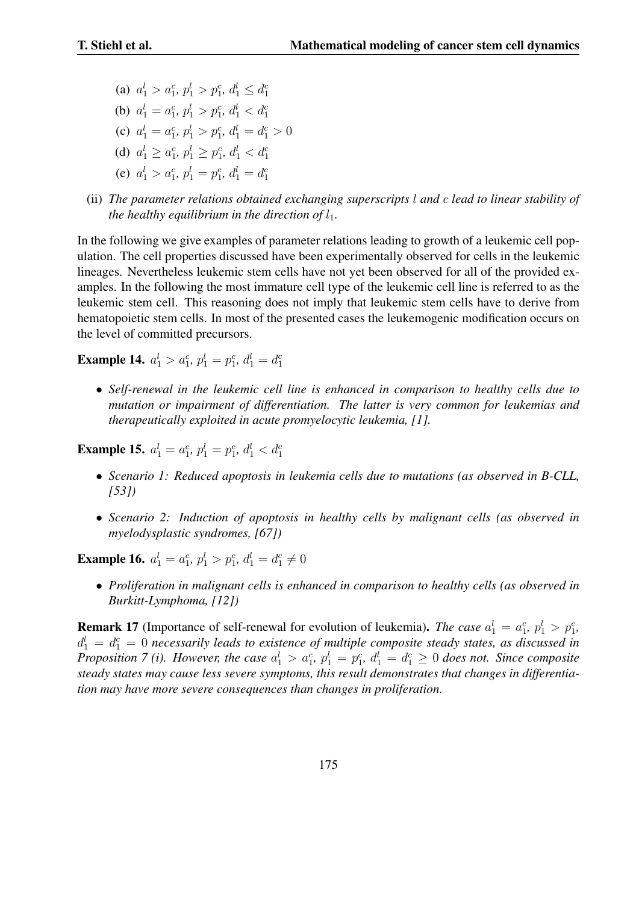(a) $a_1^l > a_1^c$, $p_1^l > p_1^c$, $d_1^l \leq d_1^c$

(b) $a_1^l = a_1^c$, $p_1^l > p_1^c$, $d_1^l < d_1^c$

(c) $a_1^l = a_1^c$, $p_1^l > p_1^c$, $d_1^l = d_1^c > 0$

(d) $a_1^l \geq a_1^c$, $p_1^l \geq p_1^c$, $d_1^l < d_1^c$

(e) $a_1^l > a_1^c$, $p_1^l = p_1^c$, $d_1^l = d_1^c$

(ii) *The parameter relations obtained exchanging superscripts $l$ and $c$ lead to linear stability of the healthy equilibrium in the direction of $l_1$.*

In the following we give examples of parameter relations leading to growth of a leukemic cell population. The cell properties discussed have been experimentally observed for cells in the leukemic lineages. Nevertheless leukemic stem cells have not yet been observed for all of the provided examples. In the following the most immature cell type of the leukemic cell line is referred to as the leukemic stem cell. This reasoning does not imply that leukemic stem cells have to derive from hematopoietic stem cells. In most of the presented cases the leukemogenic modification occurs on the level of committed precursors.

**Example 14.** $a_1^l > a_1^c$, $p_1^l = p_1^c$, $d_1^l = d_1^c$

- *Self-renewal in the leukemic cell line is enhanced in comparison to healthy cells due to mutation or impairment of differentiation. The latter is very common for leukemias and therapeutically exploited in acute promyelocytic leukemia, [1].*

**Example 15.** $a_1^l = a_1^c$, $p_1^l = p_1^c$, $d_1^l < d_1^c$

- *Scenario 1: Reduced apoptosis in leukemia cells due to mutations (as observed in B-CLL, [53])*
- *Scenario 2: Induction of apoptosis in healthy cells by malignant cells (as observed in myelodysplastic syndromes, [67])*

**Example 16.** $a_1^l = a_1^c$, $p_1^l > p_1^c$, $d_1^l = d_1^c \neq 0$

- *Proliferation in malignant cells is enhanced in comparison to healthy cells (as observed in Burkitt-Lymphoma, [12])*

**Remark 17** (Importance of self-renewal for evolution of leukemia)**.** *The case $a_1^l = a_1^c$, $p_1^l > p_1^c$, $d_1^l = d_1^c = 0$ necessarily leads to existence of multiple composite steady states, as discussed in Proposition 7 (i). However, the case $a_1^l > a_1^c$, $p_1^l = p_1^c$, $d_1^l = d_1^c \geq 0$ does not. Since composite steady states may cause less severe symptoms, this result demonstrates that changes in differentiation may have more severe consequences than changes in proliferation.*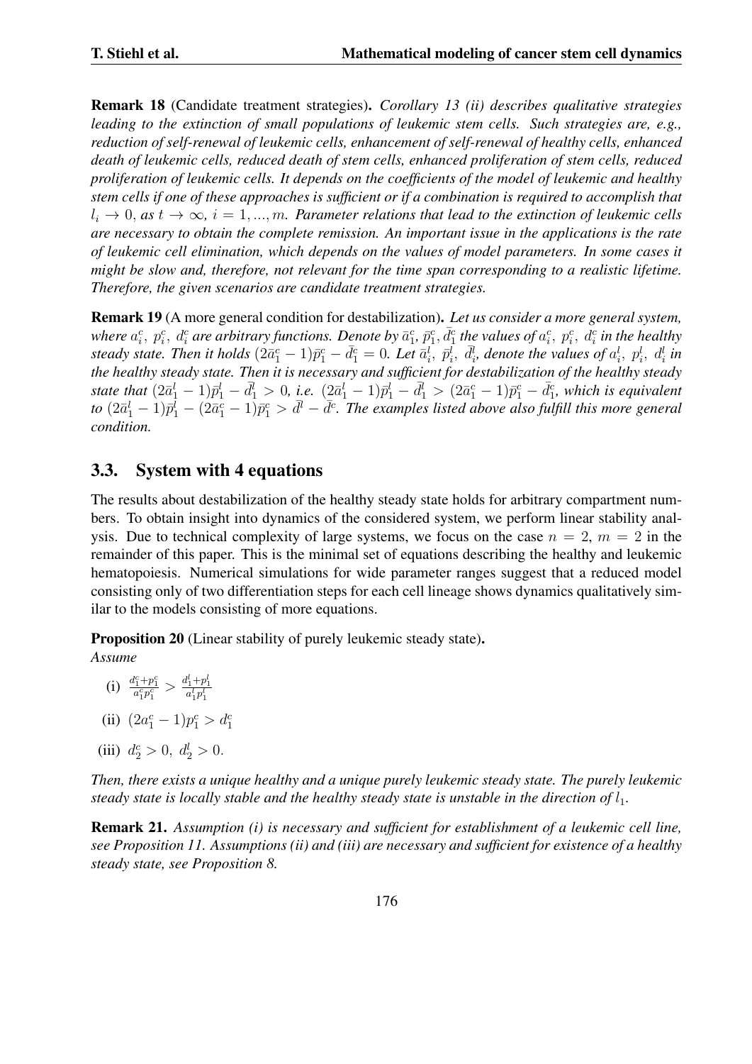**Remark 18** (Candidate treatment strategies)**.** *Corollary 13 (ii) describes qualitative strategies leading to the extinction of small populations of leukemic stem cells. Such strategies are, e.g., reduction of self-renewal of leukemic cells, enhancement of self-renewal of healthy cells, enhanced death of leukemic cells, reduced death of stem cells, enhanced proliferation of stem cells, reduced proliferation of leukemic cells. It depends on the coefficients of the model of leukemic and healthy stem cells if one of these approaches is sufficient or if a combination is required to accomplish that $l_i \to 0$, as $t \to \infty$, $i = 1, ..., m$. Parameter relations that lead to the extinction of leukemic cells are necessary to obtain the complete remission. An important issue in the applications is the rate of leukemic cell elimination, which depends on the values of model parameters. In some cases it might be slow and, therefore, not relevant for the time span corresponding to a realistic lifetime. Therefore, the given scenarios are candidate treatment strategies.*

**Remark 19** (A more general condition for destabilization)**.** *Let us consider a more general system, where $a_i^c$, $p_i^c$, $d_i^c$ are arbitrary functions. Denote by $\bar{a}_1^c$, $\bar{p}_1^c$, $\bar{d}_1^c$ the values of $a_i^c$, $p_i^c$, $d_i^c$ in the healthy steady state. Then it holds $(2\bar{a}_1^c - 1)\bar{p}_1^c - \bar{d}_1^c = 0$. Let $\bar{a}_i^l$, $\bar{p}_i^l$, $\bar{d}_i^l$, denote the values of $a_i^l$, $p_i^l$, $d_i^l$ in the healthy steady state. Then it is necessary and sufficient for destabilization of the healthy steady state that $(2\bar{a}_1^l - 1)\bar{p}_1^l - \bar{d}_1^l > 0$, i.e. $(2\bar{a}_1^l - 1)\bar{p}_1^l - \bar{d}_1^l > (2\bar{a}_1^c - 1)\bar{p}_1^c - \bar{d}_1^c$, which is equivalent to $(2\bar{a}_1^l - 1)\bar{p}_1^l - (2\bar{a}_1^c - 1)\bar{p}_1^c > \bar{d}^l - \bar{d}^c$. The examples listed above also fulfill this more general condition.*

## 3.3. System with 4 equations

The results about destabilization of the healthy steady state holds for arbitrary compartment numbers. To obtain insight into dynamics of the considered system, we perform linear stability analysis. Due to technical complexity of large systems, we focus on the case $n = 2$, $m = 2$ in the remainder of this paper. This is the minimal set of equations describing the healthy and leukemic hematopoiesis. Numerical simulations for wide parameter ranges suggest that a reduced model consisting only of two differentiation steps for each cell lineage shows dynamics qualitatively similar to the models consisting of more equations.

**Proposition 20** (Linear stability of purely leukemic steady state)**.**
*Assume*

(i) $\frac{d_1^c + p_1^c}{a_1^c p_1^c} > \frac{d_1^l + p_1^l}{a_1^l p_1^l}$

(ii) $(2a_1^c - 1)p_1^c > d_1^c$

(iii) $d_2^c > 0,\ d_2^l > 0.$

*Then, there exists a unique healthy and a unique purely leukemic steady state. The purely leukemic steady state is locally stable and the healthy steady state is unstable in the direction of $l_1$.*

**Remark 21.** *Assumption (i) is necessary and sufficient for establishment of a leukemic cell line, see Proposition 11. Assumptions (ii) and (iii) are necessary and sufficient for existence of a healthy steady state, see Proposition 8.*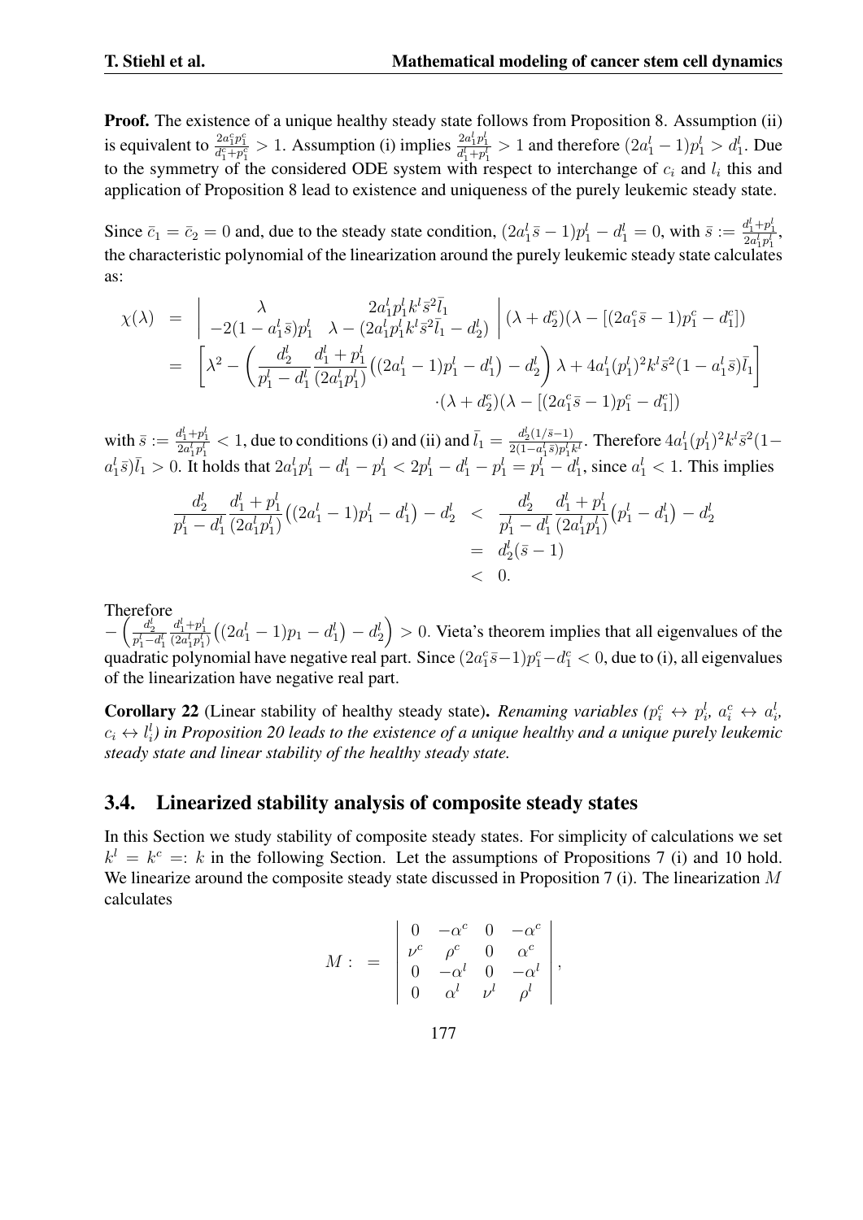**Proof.** The existence of a unique healthy steady state follows from Proposition 8. Assumption (ii) is equivalent to $\frac{2a_1^c p_1^c}{d_1^c+p_1^c} > 1$. Assumption (i) implies $\frac{2a_1^l p_1^l}{d_1^l+p_1^l} > 1$ and therefore $(2a_1^l - 1)p_1^l > d_1^l$. Due to the symmetry of the considered ODE system with respect to interchange of $c_i$ and $l_i$ this and application of Proposition 8 lead to existence and uniqueness of the purely leukemic steady state.

Since $\bar{c}_1 = \bar{c}_2 = 0$ and, due to the steady state condition, $(2a_1^l\bar{s} - 1)p_1^l - d_1^l = 0$, with $\bar{s} := \frac{d_1^l+p_1^l}{2a_1^l p_1^l}$, the characteristic polynomial of the linearization around the purely leukemic steady state calculates as:

$$
\begin{aligned}
\chi(\lambda) &= \begin{vmatrix} \lambda & 2a_1^l p_1^l k^l \bar{s}^2 \bar{l}_1 \\ -2(1-a_1^l\bar{s})p_1^l & \lambda - (2a_1^l p_1^l k^l \bar{s}^2 \bar{l}_1 - d_2^l) \end{vmatrix} (\lambda + d_2^c)(\lambda - [(2a_1^c\bar{s} - 1)p_1^c - d_1^c]) \\
&= \left[\lambda^2 - \left(\frac{d_2^l}{p_1^l - d_1^l}\frac{d_1^l + p_1^l}{(2a_1^l p_1^l)}\big((2a_1^l - 1)p_1^l - d_1^l\big) - d_2^l\right)\lambda + 4a_1^l (p_1^l)^2 k^l \bar{s}^2 (1 - a_1^l \bar{s})\bar{l}_1\right] \\
&\qquad \cdot (\lambda + d_2^c)(\lambda - [(2a_1^c\bar{s} - 1)p_1^c - d_1^c])
\end{aligned}
$$

with $\bar{s} := \frac{d_1^l+p_1^l}{2a_1^l p_1^l} < 1$, due to conditions (i) and (ii) and $\bar{l}_1 = \frac{d_2^l(1/\bar{s}-1)}{2(1-a_1^l\bar{s})p_1^l k^l}$. Therefore $4a_1^l(p_1^l)^2 k^l \bar{s}^2 (1 - a_1^l\bar{s})\bar{l}_1 > 0$. It holds that $2a_1^l p_1^l - d_1^l - p_1^l < 2p_1^l - d_1^l - p_1^l = p_1^l - d_1^l$, since $a_1^l < 1$. This implies

$$
\begin{aligned}
\frac{d_2^l}{p_1^l - d_1^l}\frac{d_1^l + p_1^l}{(2a_1^l p_1^l)}\big((2a_1^l - 1)p_1^l - d_1^l\big) - d_2^l &< \frac{d_2^l}{p_1^l - d_1^l}\frac{d_1^l + p_1^l}{(2a_1^l p_1^l)}\big(p_1^l - d_1^l\big) - d_2^l \\
&= d_2^l(\bar{s} - 1) \\
&< 0.
\end{aligned}
$$

Therefore
$-\left(\frac{d_2^l}{p_1^l - d_1^l}\frac{d_1^l+p_1^l}{(2a_1^l p_1^l)}\big((2a_1^l - 1)p_1 - d_1^l\big) - d_2^l\right) > 0$. Vieta's theorem implies that all eigenvalues of the quadratic polynomial have negative real part. Since $(2a_1^c\bar{s} - 1)p_1^c - d_1^c < 0$, due to (i), all eigenvalues of the linearization have negative real part.

**Corollary 22** (Linear stability of healthy steady state)**.** *Renaming variables ($p_i^c \leftrightarrow p_i^l$, $a_i^c \leftrightarrow a_i^l$, $c_i \leftrightarrow l_i^l$) in Proposition 20 leads to the existence of a unique healthy and a unique purely leukemic steady state and linear stability of the healthy steady state.*

## 3.4. Linearized stability analysis of composite steady states

In this Section we study stability of composite steady states. For simplicity of calculations we set $k^l = k^c =: k$ in the following Section. Let the assumptions of Propositions 7 (i) and 10 hold. We linearize around the composite steady state discussed in Proposition 7 (i). The linearization $M$ calculates

$$
M : = \begin{vmatrix} 0 & -\alpha^c & 0 & -\alpha^c \\ \nu^c & \rho^c & 0 & \alpha^c \\ 0 & -\alpha^l & 0 & -\alpha^l \\ 0 & \alpha^l & \nu^l & \rho^l \end{vmatrix},
$$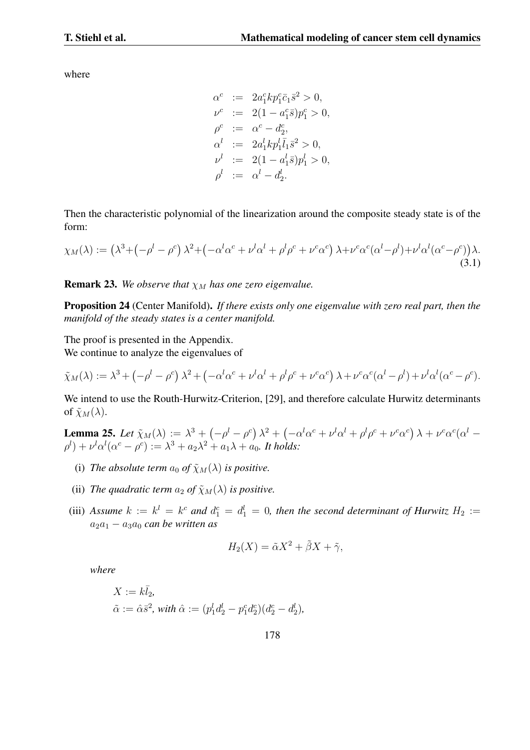where

$$
\begin{aligned}
\alpha^c &:= 2a_1^c k p_1^c \bar{c}_1 \bar{s}^2 > 0,\\
\nu^c &:= 2(1-a_1^c \bar{s})p_1^c > 0,\\
\rho^c &:= \alpha^c - d_2^c,\\
\alpha^l &:= 2a_1^l k p_1^l \bar{l}_1 \bar{s}^2 > 0,\\
\nu^l &:= 2(1-a_1^l \bar{s})p_1^l > 0,\\
\rho^l &:= \alpha^l - d_2^l.
\end{aligned}
$$

Then the characteristic polynomial of the linearization around the composite steady state is of the form:

$$
\chi_M(\lambda) := \left(\lambda^3 + \left(-\rho^l - \rho^c\right)\lambda^2 + \left(-\alpha^l\alpha^c + \nu^l\alpha^l + \rho^l\rho^c + \nu^c\alpha^c\right)\lambda + \nu^c\alpha^c(\alpha^l - \rho^l) + \nu^l\alpha^l(\alpha^c - \rho^c)\right)\lambda. \tag{3.1}
$$

**Remark 23.** *We observe that $\chi_M$ has one zero eigenvalue.*

**Proposition 24** (Center Manifold)**.** *If there exists only one eigenvalue with zero real part, then the manifold of the steady states is a center manifold.*

The proof is presented in the Appendix.
We continue to analyze the eigenvalues of

$$
\tilde{\chi}_M(\lambda) := \lambda^3 + \left(-\rho^l - \rho^c\right)\lambda^2 + \left(-\alpha^l\alpha^c + \nu^l\alpha^l + \rho^l\rho^c + \nu^c\alpha^c\right)\lambda + \nu^c\alpha^c(\alpha^l - \rho^l) + \nu^l\alpha^l(\alpha^c - \rho^c).
$$

We intend to use the Routh-Hurwitz-Criterion, [29], and therefore calculate Hurwitz determinants of $\tilde{\chi}_M(\lambda)$.

**Lemma 25.** *Let $\tilde{\chi}_M(\lambda) := \lambda^3 + \left(-\rho^l - \rho^c\right)\lambda^2 + \left(-\alpha^l\alpha^c + \nu^l\alpha^l + \rho^l\rho^c + \nu^c\alpha^c\right)\lambda + \nu^c\alpha^c(\alpha^l - \rho^l) + \nu^l\alpha^l(\alpha^c - \rho^c) := \lambda^3 + a_2\lambda^2 + a_1\lambda + a_0$. It holds:*

(i) *The absolute term $a_0$ of $\tilde{\chi}_M(\lambda)$ is positive.*

(ii) *The quadratic term $a_2$ of $\tilde{\chi}_M(\lambda)$ is positive.*

(iii) *Assume $k := k^l = k^c$ and $d_1^c = d_1^l = 0$, then the second determinant of Hurwitz $H_2 := a_2a_1 - a_3a_0$ can be written as*

$$
H_2(X) = \tilde{\alpha}X^2 + \tilde{\beta}X + \tilde{\gamma},
$$

*where*

$X := k\bar{l}_2$,
$\tilde{\alpha} := \hat{\alpha}\bar{s}^2$, *with* $\hat{\alpha} := (p_1^l d_2^l - p_1^c d_2^c)(d_2^c - d_2^l)$,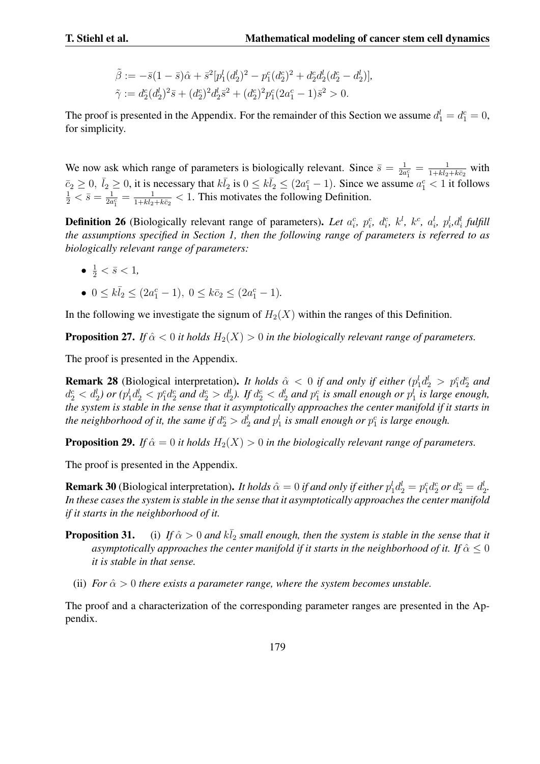$$\tilde{\beta} := -\bar{s}(1-\bar{s})\hat{\alpha} + \bar{s}^2[p_1^l(d_2^l)^2 - p_1^c(d_2^c)^2 + d_2^c d_2^l(d_2^c - d_2^l)],$$
$$\tilde{\gamma} := d_2^c(d_2^l)^2\bar{s} + (d_2^c)^2 d_2^l \bar{s}^2 + (d_2^c)^2 p_1^c(2a_1^c - 1)\bar{s}^2 > 0.$$

The proof is presented in the Appendix. For the remainder of this Section we assume $d_1^l = d_1^c = 0$, for simplicity.

We now ask which range of parameters is biologically relevant. Since $\bar{s} = \frac{1}{2a_1^c} = \frac{1}{1+k\bar{l}_2+k\bar{c}_2}$ with $\bar{c}_2 \geq 0,\ \bar{l}_2 \geq 0$, it is necessary that $k\bar{l}_2$ is $0 \leq k\bar{l}_2 \leq (2a_1^c - 1)$. Since we assume $a_1^c < 1$ it follows $\frac{1}{2} < \bar{s} = \frac{1}{2a_1^c} = \frac{1}{1+k\bar{l}_2+k\bar{c}_2} < 1$. This motivates the following Definition.

**Definition 26** (Biologically relevant range of parameters)**.** *Let $a_i^c$, $p_i^c$, $d_i^c$, $k^l$, $k^c$, $a_i^l$, $p_i^l$,$d_i^l$ fulfill the assumptions specified in Section 1, then the following range of parameters is referred to as biologically relevant range of parameters:*

- $\frac{1}{2} < \bar{s} < 1$,
- $0 \leq k\bar{l}_2 \leq (2a_1^c - 1),\ 0 \leq k\bar{c}_2 \leq (2a_1^c - 1)$.

In the following we investigate the signum of $H_2(X)$ within the ranges of this Definition.

**Proposition 27.** *If $\hat{\alpha} < 0$ it holds $H_2(X) > 0$ in the biologically relevant range of parameters.*

The proof is presented in the Appendix.

**Remark 28** (Biological interpretation)**.** *It holds $\hat{\alpha} < 0$ if and only if either ($p_1^l d_2^l > p_1^c d_2^c$ and $d_2^c < d_2^l$) or ($p_1^l d_2^l < p_1^c d_2^c$ and $d_2^c > d_2^l$). If $d_2^c < d_2^l$ and $p_1^c$ is small enough or $p_1^l$ is large enough, the system is stable in the sense that it asymptotically approaches the center manifold if it starts in the neighborhood of it, the same if $d_2^c > d_2^l$ and $p_1^l$ is small enough or $p_1^c$ is large enough.*

**Proposition 29.** *If $\hat{\alpha} = 0$ it holds $H_2(X) > 0$ in the biologically relevant range of parameters.*

The proof is presented in the Appendix.

**Remark 30** (Biological interpretation)**.** *It holds $\hat{\alpha} = 0$ if and only if either $p_1^l d_2^l = p_1^c d_2^c$ or $d_2^c = d_2^l$. In these cases the system is stable in the sense that it asymptotically approaches the center manifold if it starts in the neighborhood of it.*

**Proposition 31.**

(i) *If $\hat{\alpha} > 0$ and $k\bar{l}_2$ small enough, then the system is stable in the sense that it asymptotically approaches the center manifold if it starts in the neighborhood of it. If $\hat{\alpha} \leq 0$ it is stable in that sense.*

(ii) *For $\hat{\alpha} > 0$ there exists a parameter range, where the system becomes unstable.*

The proof and a characterization of the corresponding parameter ranges are presented in the Appendix.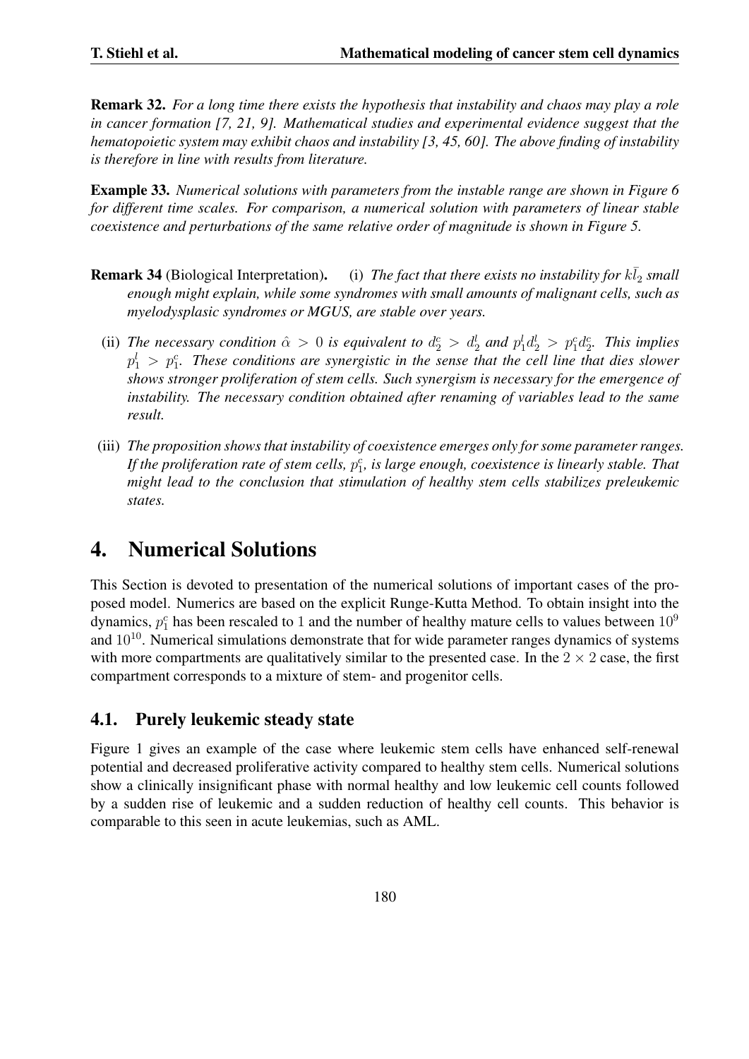**Remark 32.** *For a long time there exists the hypothesis that instability and chaos may play a role in cancer formation [7, 21, 9]. Mathematical studies and experimental evidence suggest that the hematopoietic system may exhibit chaos and instability [3, 45, 60]. The above finding of instability is therefore in line with results from literature.*

**Example 33.** *Numerical solutions with parameters from the instable range are shown in Figure 6 for different time scales. For comparison, a numerical solution with parameters of linear stable coexistence and perturbations of the same relative order of magnitude is shown in Figure 5.*

**Remark 34** (Biological Interpretation).

(i) *The fact that there exists no instability for $k\bar{l}_2$ small enough might explain, while some syndromes with small amounts of malignant cells, such as myelodysplasic syndromes or MGUS, are stable over years.*

(ii) *The necessary condition $\hat{\alpha} > 0$ is equivalent to $d_2^c > d_2^l$ and $p_1^l d_2^l > p_1^c d_2^c$. This implies $p_1^l > p_1^c$. These conditions are synergistic in the sense that the cell line that dies slower shows stronger proliferation of stem cells. Such synergism is necessary for the emergence of instability. The necessary condition obtained after renaming of variables lead to the same result.*

(iii) *The proposition shows that instability of coexistence emerges only for some parameter ranges. If the proliferation rate of stem cells, $p_1^c$, is large enough, coexistence is linearly stable. That might lead to the conclusion that stimulation of healthy stem cells stabilizes preleukemic states.*

# 4. Numerical Solutions

This Section is devoted to presentation of the numerical solutions of important cases of the proposed model. Numerics are based on the explicit Runge-Kutta Method. To obtain insight into the dynamics, $p_1^c$ has been rescaled to 1 and the number of healthy mature cells to values between $10^9$ and $10^{10}$. Numerical simulations demonstrate that for wide parameter ranges dynamics of systems with more compartments are qualitatively similar to the presented case. In the $2 \times 2$ case, the first compartment corresponds to a mixture of stem- and progenitor cells.

## 4.1. Purely leukemic steady state

Figure 1 gives an example of the case where leukemic stem cells have enhanced self-renewal potential and decreased proliferative activity compared to healthy stem cells. Numerical solutions show a clinically insignificant phase with normal healthy and low leukemic cell counts followed by a sudden rise of leukemic and a sudden reduction of healthy cell counts. This behavior is comparable to this seen in acute leukemias, such as AML.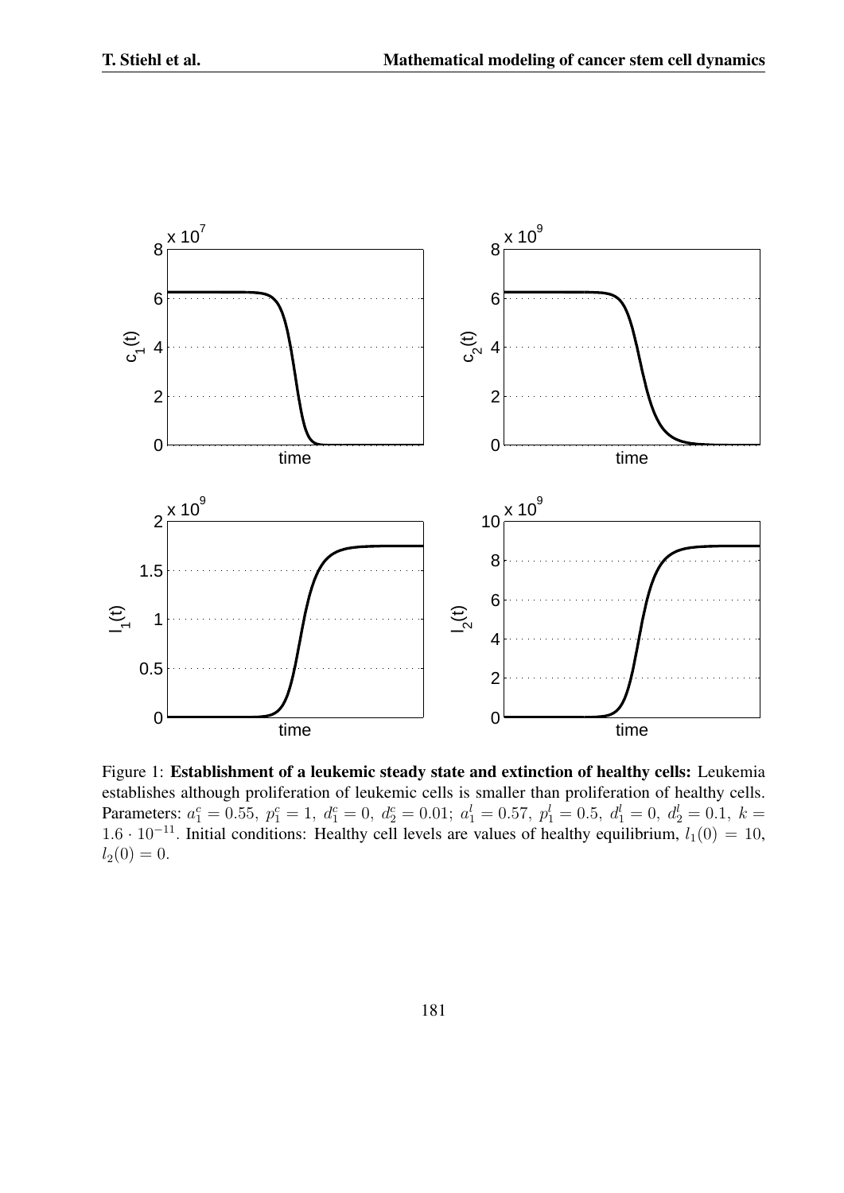Figure 1: **Establishment of a leukemic steady state and extinction of healthy cells:** Leukemia establishes although proliferation of leukemic cells is smaller than proliferation of healthy cells. Parameters: $a_1^c = 0.55,\ p_1^c = 1,\ d_1^c = 0,\ d_2^c = 0.01;\ a_1^l = 0.57,\ p_1^l = 0.5,\ d_1^l = 0,\ d_2^l = 0.1,\ k = 1.6 \cdot 10^{-11}$. Initial conditions: Healthy cell levels are values of healthy equilibrium, $l_1(0) = 10$, $l_2(0) = 0$.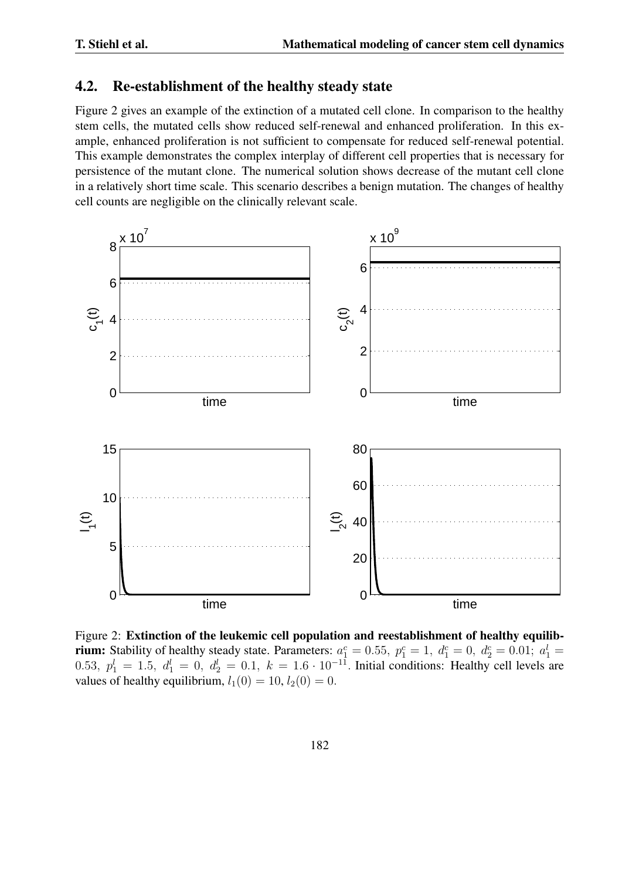## 4.2. Re-establishment of the healthy steady state

Figure 2 gives an example of the extinction of a mutated cell clone. In comparison to the healthy stem cells, the mutated cells show reduced self-renewal and enhanced proliferation. In this example, enhanced proliferation is not sufficient to compensate for reduced self-renewal potential. This example demonstrates the complex interplay of different cell properties that is necessary for persistence of the mutant clone. The numerical solution shows decrease of the mutant cell clone in a relatively short time scale. This scenario describes a benign mutation. The changes of healthy cell counts are negligible on the clinically relevant scale.

Figure 2: **Extinction of the leukemic cell population and reestablishment of healthy equilibrium:** Stability of healthy steady state. Parameters: $a_1^c = 0.55,\ p_1^c = 1,\ d_1^c = 0,\ d_2^c = 0.01;\ a_1^l = 0.53,\ p_1^l = 1.5,\ d_1^l = 0,\ d_2^l = 0.1,\ k = 1.6 \cdot 10^{-11}$. Initial conditions: Healthy cell levels are values of healthy equilibrium, $l_1(0) = 10, l_2(0) = 0$.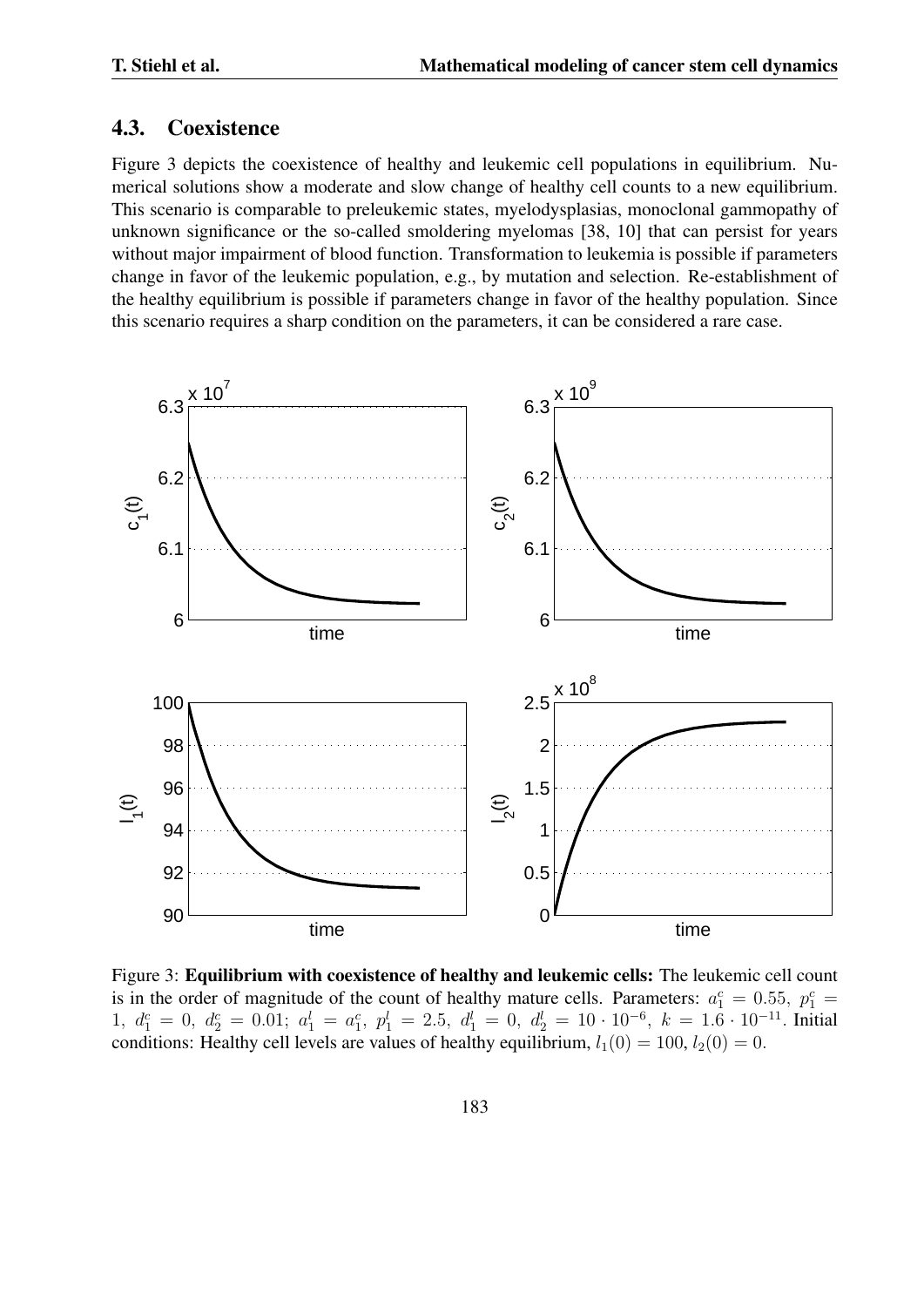## 4.3. Coexistence

Figure 3 depicts the coexistence of healthy and leukemic cell populations in equilibrium. Numerical solutions show a moderate and slow change of healthy cell counts to a new equilibrium. This scenario is comparable to preleukemic states, myelodysplasias, monoclonal gammopathy of unknown significance or the so-called smoldering myelomas [38, 10] that can persist for years without major impairment of blood function. Transformation to leukemia is possible if parameters change in favor of the leukemic population, e.g., by mutation and selection. Re-establishment of the healthy equilibrium is possible if parameters change in favor of the healthy population. Since this scenario requires a sharp condition on the parameters, it can be considered a rare case.

Figure 3: **Equilibrium with coexistence of healthy and leukemic cells:** The leukemic cell count is in the order of magnitude of the count of healthy mature cells. Parameters: $a_1^c = 0.55,\ p_1^c = 1,\ d_1^c = 0,\ d_2^c = 0.01;\ a_1^l = a_1^c,\ p_1^l = 2.5,\ d_1^l = 0,\ d_2^l = 10 \cdot 10^{-6},\ k = 1.6 \cdot 10^{-11}$. Initial conditions: Healthy cell levels are values of healthy equilibrium, $l_1(0) = 100,\ l_2(0) = 0$.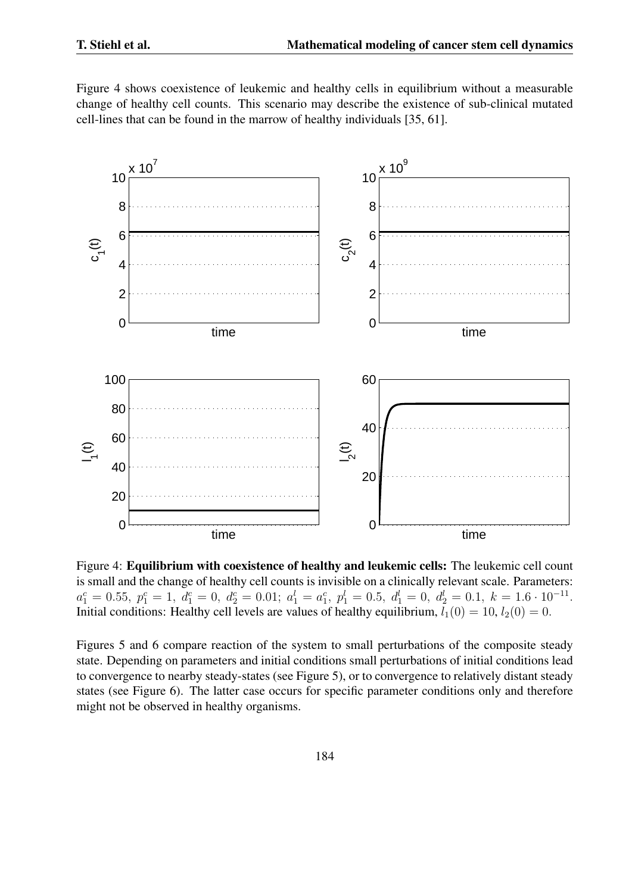Figure 4 shows coexistence of leukemic and healthy cells in equilibrium without a measurable change of healthy cell counts. This scenario may describe the existence of sub-clinical mutated cell-lines that can be found in the marrow of healthy individuals [35, 61].

Figure 4: **Equilibrium with coexistence of healthy and leukemic cells:** The leukemic cell count is small and the change of healthy cell counts is invisible on a clinically relevant scale. Parameters: $a_1^c = 0.55,\ p_1^c = 1,\ d_1^c = 0,\ d_2^c = 0.01;\ a_1^l = a_1^c,\ p_1^l = 0.5,\ d_1^l = 0,\ d_2^l = 0.1,\ k = 1.6 \cdot 10^{-11}$. Initial conditions: Healthy cell levels are values of healthy equilibrium, $l_1(0) = 10$, $l_2(0) = 0$.

Figures 5 and 6 compare reaction of the system to small perturbations of the composite steady state. Depending on parameters and initial conditions small perturbations of initial conditions lead to convergence to nearby steady-states (see Figure 5), or to convergence to relatively distant steady states (see Figure 6). The latter case occurs for specific parameter conditions only and therefore might not be observed in healthy organisms.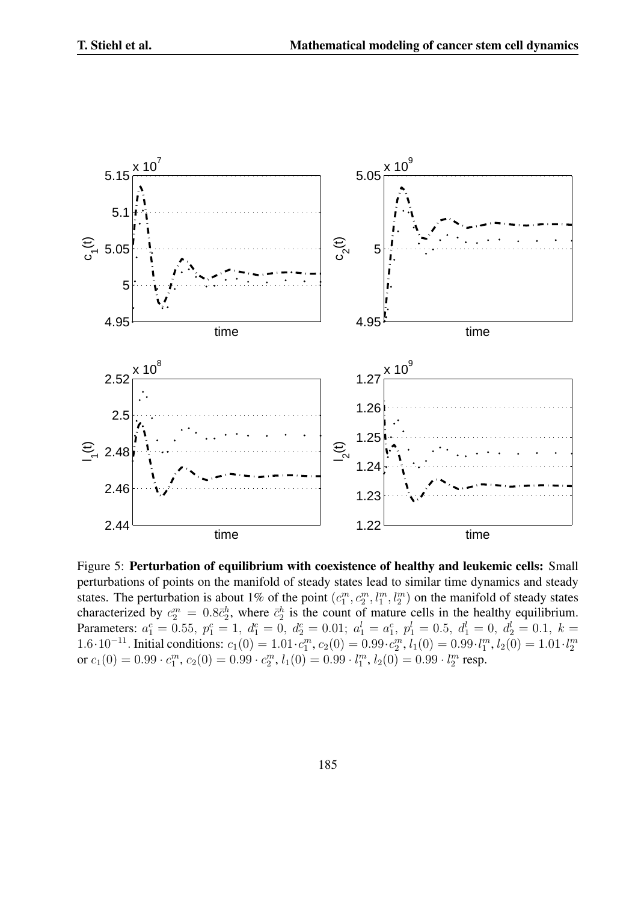Figure 5: **Perturbation of equilibrium with coexistence of healthy and leukemic cells:** Small perturbations of points on the manifold of steady states lead to similar time dynamics and steady states. The perturbation is about 1% of the point $(c_1^m, c_2^m, l_1^m, l_2^m)$ on the manifold of steady states characterized by $c_2^m = 0.8\bar{c}_2^h$, where $\bar{c}_2^h$ is the count of mature cells in the healthy equilibrium. Parameters: $a_1^c = 0.55,\ p_1^c = 1,\ d_1^c = 0,\ d_2^c = 0.01;\ a_1^l = a_1^c,\ p_1^l = 0.5,\ d_1^l = 0,\ d_2^l = 0.1,\ k = 1.6 \cdot 10^{-11}$. Initial conditions: $c_1(0) = 1.01 \cdot c_1^m, c_2(0) = 0.99 \cdot c_2^m, l_1(0) = 0.99 \cdot l_1^m, l_2(0) = 1.01 \cdot l_2^m$ or $c_1(0) = 0.99 \cdot c_1^m, c_2(0) = 0.99 \cdot c_2^m, l_1(0) = 0.99 \cdot l_1^m, l_2(0) = 0.99 \cdot l_2^m$ resp.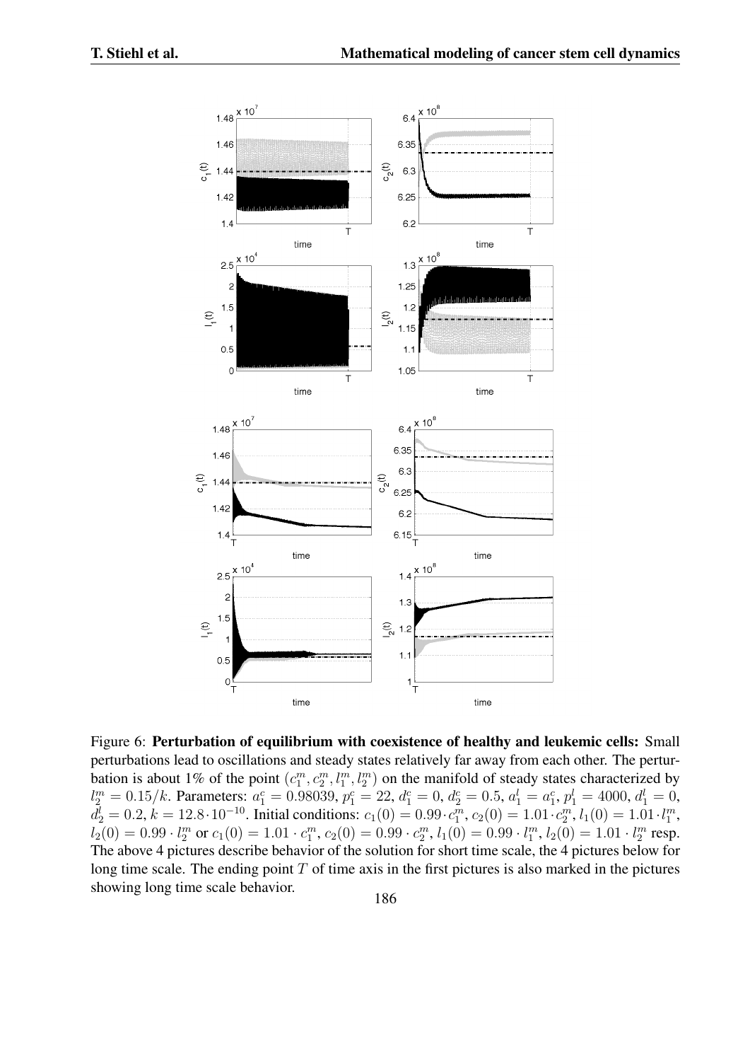Figure 6: **Perturbation of equilibrium with coexistence of healthy and leukemic cells:** Small perturbations lead to oscillations and steady states relatively far away from each other. The perturbation is about 1% of the point $(c_1^m, c_2^m, l_1^m, l_2^m)$ on the manifold of steady states characterized by $l_2^m = 0.15/k$. Parameters: $a_1^c = 0.98039$, $p_1^c = 22$, $d_1^c = 0$, $d_2^c = 0.5$, $a_1^l = a_1^c$, $p_1^l = 4000$, $d_1^l = 0$, $d_2^l = 0.2$, $k = 12.8 \cdot 10^{-10}$. Initial conditions: $c_1(0) = 0.99 \cdot c_1^m$, $c_2(0) = 1.01 \cdot c_2^m$, $l_1(0) = 1.01 \cdot l_1^m$, $l_2(0) = 0.99 \cdot l_2^m$ or $c_1(0) = 1.01 \cdot c_1^m$, $c_2(0) = 0.99 \cdot c_2^m$, $l_1(0) = 0.99 \cdot l_1^m$, $l_2(0) = 1.01 \cdot l_2^m$ resp. The above 4 pictures describe behavior of the solution for short time scale, the 4 pictures below for long time scale. The ending point $T$ of time axis in the first pictures is also marked in the pictures showing long time scale behavior.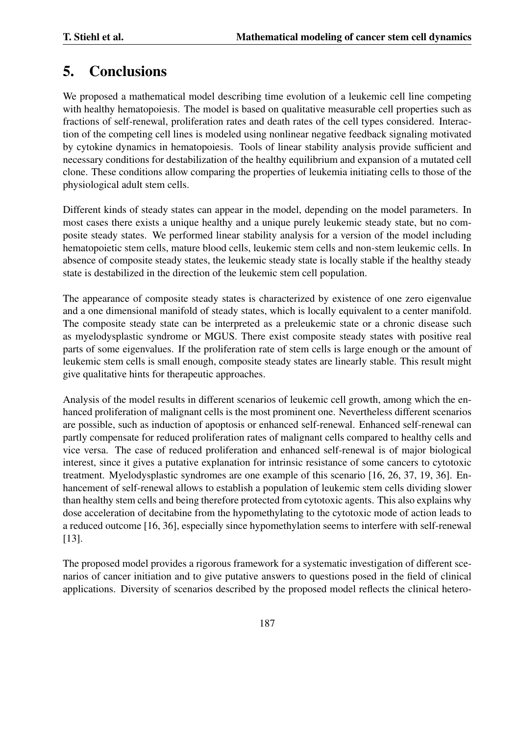# 5. Conclusions

We proposed a mathematical model describing time evolution of a leukemic cell line competing with healthy hematopoiesis. The model is based on qualitative measurable cell properties such as fractions of self-renewal, proliferation rates and death rates of the cell types considered. Interaction of the competing cell lines is modeled using nonlinear negative feedback signaling motivated by cytokine dynamics in hematopoiesis. Tools of linear stability analysis provide sufficient and necessary conditions for destabilization of the healthy equilibrium and expansion of a mutated cell clone. These conditions allow comparing the properties of leukemia initiating cells to those of the physiological adult stem cells.

Different kinds of steady states can appear in the model, depending on the model parameters. In most cases there exists a unique healthy and a unique purely leukemic steady state, but no composite steady states. We performed linear stability analysis for a version of the model including hematopoietic stem cells, mature blood cells, leukemic stem cells and non-stem leukemic cells. In absence of composite steady states, the leukemic steady state is locally stable if the healthy steady state is destabilized in the direction of the leukemic stem cell population.

The appearance of composite steady states is characterized by existence of one zero eigenvalue and a one dimensional manifold of steady states, which is locally equivalent to a center manifold. The composite steady state can be interpreted as a preleukemic state or a chronic disease such as myelodysplastic syndrome or MGUS. There exist composite steady states with positive real parts of some eigenvalues. If the proliferation rate of stem cells is large enough or the amount of leukemic stem cells is small enough, composite steady states are linearly stable. This result might give qualitative hints for therapeutic approaches.

Analysis of the model results in different scenarios of leukemic cell growth, among which the enhanced proliferation of malignant cells is the most prominent one. Nevertheless different scenarios are possible, such as induction of apoptosis or enhanced self-renewal. Enhanced self-renewal can partly compensate for reduced proliferation rates of malignant cells compared to healthy cells and vice versa. The case of reduced proliferation and enhanced self-renewal is of major biological interest, since it gives a putative explanation for intrinsic resistance of some cancers to cytotoxic treatment. Myelodysplastic syndromes are one example of this scenario [16, 26, 37, 19, 36]. Enhancement of self-renewal allows to establish a population of leukemic stem cells dividing slower than healthy stem cells and being therefore protected from cytotoxic agents. This also explains why dose acceleration of decitabine from the hypomethylating to the cytotoxic mode of action leads to a reduced outcome [16, 36], especially since hypomethylation seems to interfere with self-renewal [13].

The proposed model provides a rigorous framework for a systematic investigation of different scenarios of cancer initiation and to give putative answers to questions posed in the field of clinical applications. Diversity of scenarios described by the proposed model reflects the clinical hetero-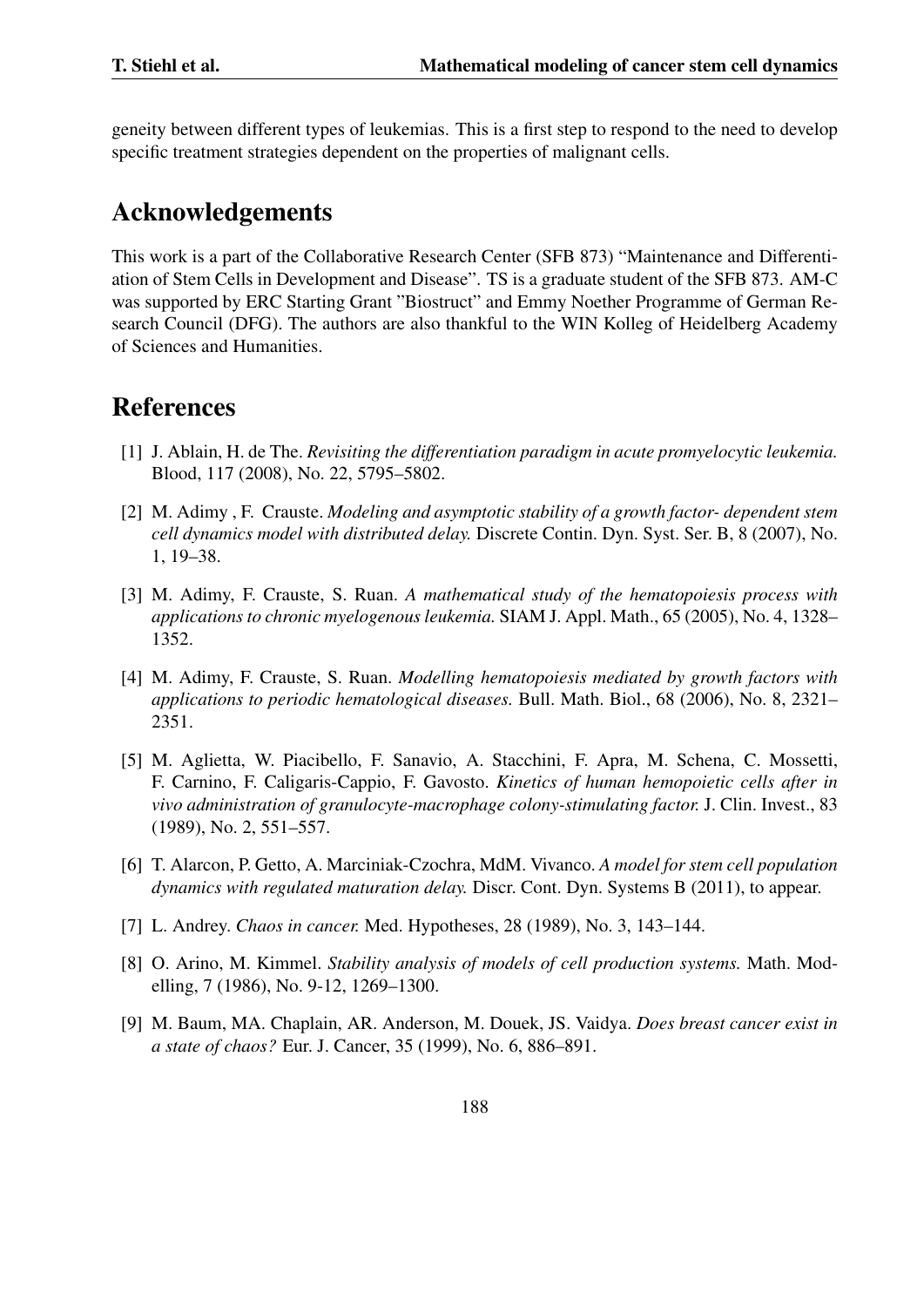geneity between different types of leukemias. This is a first step to respond to the need to develop specific treatment strategies dependent on the properties of malignant cells.

## Acknowledgements

This work is a part of the Collaborative Research Center (SFB 873) "Maintenance and Differentiation of Stem Cells in Development and Disease". TS is a graduate student of the SFB 873. AM-C was supported by ERC Starting Grant "Biostruct" and Emmy Noether Programme of German Research Council (DFG). The authors are also thankful to the WIN Kolleg of Heidelberg Academy of Sciences and Humanities.

## References

[1] J. Ablain, H. de The. *Revisiting the differentiation paradigm in acute promyelocytic leukemia.* Blood, 117 (2008), No. 22, 5795–5802.

[2] M. Adimy , F. Crauste. *Modeling and asymptotic stability of a growth factor- dependent stem cell dynamics model with distributed delay.* Discrete Contin. Dyn. Syst. Ser. B, 8 (2007), No. 1, 19–38.

[3] M. Adimy, F. Crauste, S. Ruan. *A mathematical study of the hematopoiesis process with applications to chronic myelogenous leukemia.* SIAM J. Appl. Math., 65 (2005), No. 4, 1328–1352.

[4] M. Adimy, F. Crauste, S. Ruan. *Modelling hematopoiesis mediated by growth factors with applications to periodic hematological diseases.* Bull. Math. Biol., 68 (2006), No. 8, 2321–2351.

[5] M. Aglietta, W. Piacibello, F. Sanavio, A. Stacchini, F. Apra, M. Schena, C. Mossetti, F. Carnino, F. Caligaris-Cappio, F. Gavosto. *Kinetics of human hemopoietic cells after in vivo administration of granulocyte-macrophage colony-stimulating factor.* J. Clin. Invest., 83 (1989), No. 2, 551–557.

[6] T. Alarcon, P. Getto, A. Marciniak-Czochra, MdM. Vivanco. *A model for stem cell population dynamics with regulated maturation delay.* Discr. Cont. Dyn. Systems B (2011), to appear.

[7] L. Andrey. *Chaos in cancer.* Med. Hypotheses, 28 (1989), No. 3, 143–144.

[8] O. Arino, M. Kimmel. *Stability analysis of models of cell production systems.* Math. Modelling, 7 (1986), No. 9-12, 1269–1300.

[9] M. Baum, MA. Chaplain, AR. Anderson, M. Douek, JS. Vaidya. *Does breast cancer exist in a state of chaos?* Eur. J. Cancer, 35 (1999), No. 6, 886–891.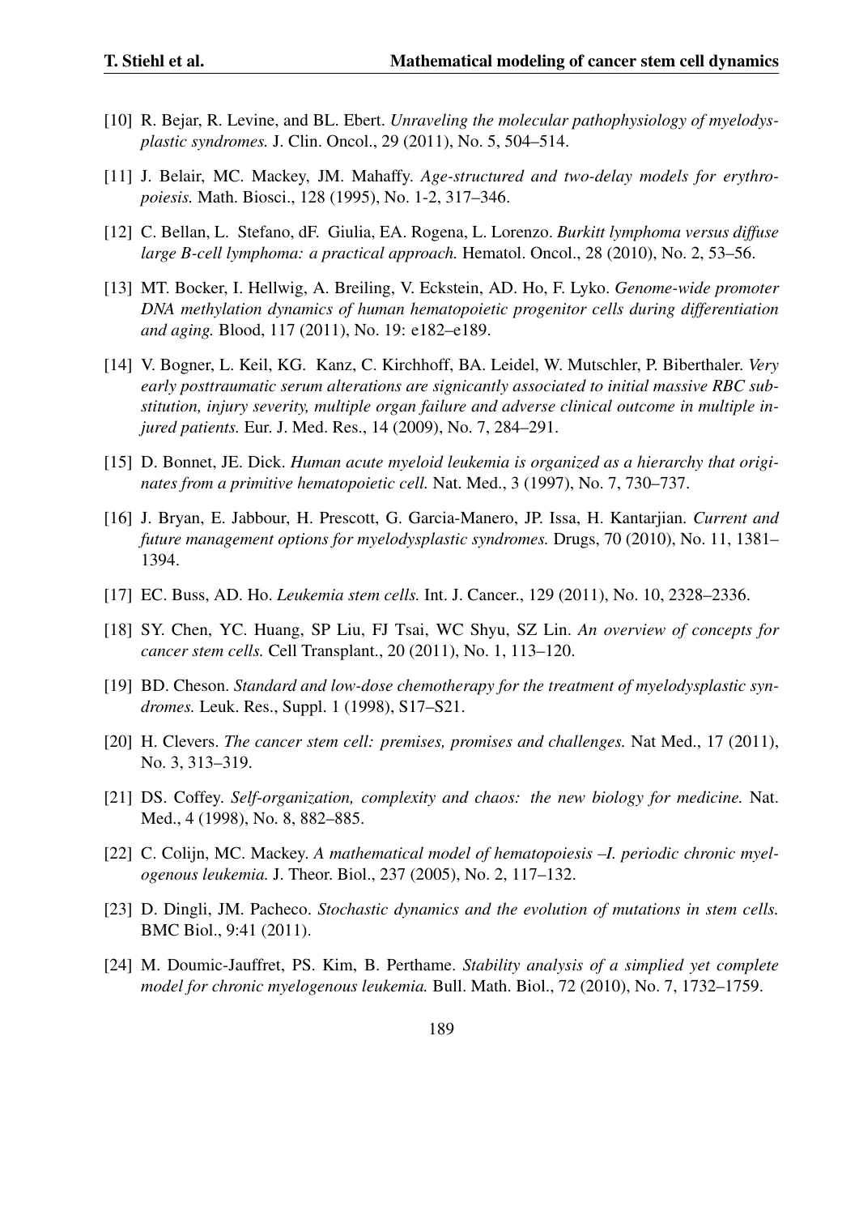[10] R. Bejar, R. Levine, and BL. Ebert. *Unraveling the molecular pathophysiology of myelodysplastic syndromes.* J. Clin. Oncol., 29 (2011), No. 5, 504–514.

[11] J. Belair, MC. Mackey, JM. Mahaffy. *Age-structured and two-delay models for erythropoiesis.* Math. Biosci., 128 (1995), No. 1-2, 317–346.

[12] C. Bellan, L. Stefano, dF. Giulia, EA. Rogena, L. Lorenzo. *Burkitt lymphoma versus diffuse large B-cell lymphoma: a practical approach.* Hematol. Oncol., 28 (2010), No. 2, 53–56.

[13] MT. Bocker, I. Hellwig, A. Breiling, V. Eckstein, AD. Ho, F. Lyko. *Genome-wide promoter DNA methylation dynamics of human hematopoietic progenitor cells during differentiation and aging.* Blood, 117 (2011), No. 19: e182–e189.

[14] V. Bogner, L. Keil, KG. Kanz, C. Kirchhoff, BA. Leidel, W. Mutschler, P. Biberthaler. *Very early posttraumatic serum alterations are signicantly associated to initial massive RBC substitution, injury severity, multiple organ failure and adverse clinical outcome in multiple injured patients.* Eur. J. Med. Res., 14 (2009), No. 7, 284–291.

[15] D. Bonnet, JE. Dick. *Human acute myeloid leukemia is organized as a hierarchy that originates from a primitive hematopoietic cell.* Nat. Med., 3 (1997), No. 7, 730–737.

[16] J. Bryan, E. Jabbour, H. Prescott, G. Garcia-Manero, JP. Issa, H. Kantarjian. *Current and future management options for myelodysplastic syndromes.* Drugs, 70 (2010), No. 11, 1381–1394.

[17] EC. Buss, AD. Ho. *Leukemia stem cells.* Int. J. Cancer., 129 (2011), No. 10, 2328–2336.

[18] SY. Chen, YC. Huang, SP Liu, FJ Tsai, WC Shyu, SZ Lin. *An overview of concepts for cancer stem cells.* Cell Transplant., 20 (2011), No. 1, 113–120.

[19] BD. Cheson. *Standard and low-dose chemotherapy for the treatment of myelodysplastic syndromes.* Leuk. Res., Suppl. 1 (1998), S17–S21.

[20] H. Clevers. *The cancer stem cell: premises, promises and challenges.* Nat Med., 17 (2011), No. 3, 313–319.

[21] DS. Coffey. *Self-organization, complexity and chaos: the new biology for medicine.* Nat. Med., 4 (1998), No. 8, 882–885.

[22] C. Colijn, MC. Mackey. *A mathematical model of hematopoiesis –I. periodic chronic myelogenous leukemia.* J. Theor. Biol., 237 (2005), No. 2, 117–132.

[23] D. Dingli, JM. Pacheco. *Stochastic dynamics and the evolution of mutations in stem cells.* BMC Biol., 9:41 (2011).

[24] M. Doumic-Jauffret, PS. Kim, B. Perthame. *Stability analysis of a simplied yet complete model for chronic myelogenous leukemia.* Bull. Math. Biol., 72 (2010), No. 7, 1732–1759.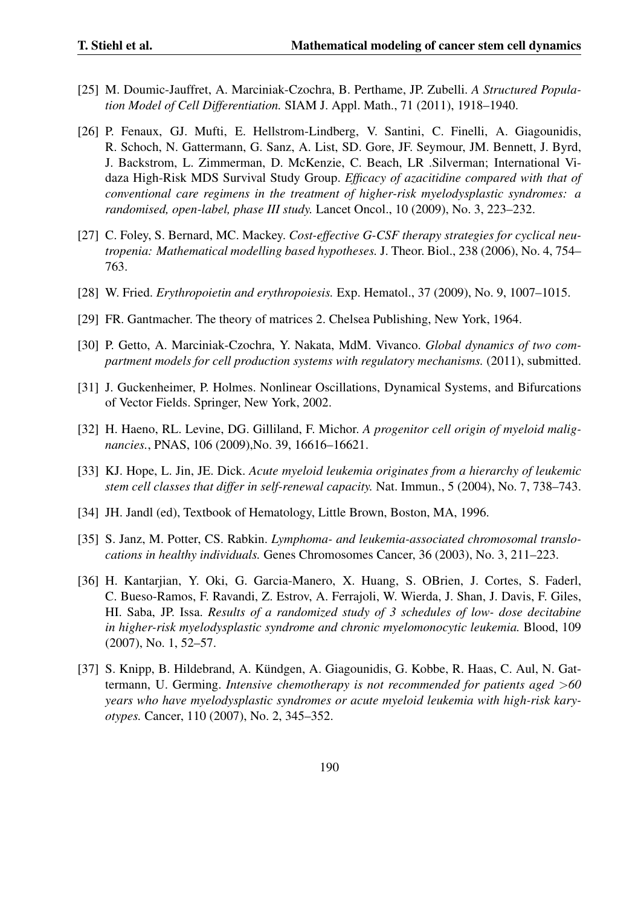[25] M. Doumic-Jauffret, A. Marciniak-Czochra, B. Perthame, JP. Zubelli. *A Structured Population Model of Cell Differentiation.* SIAM J. Appl. Math., 71 (2011), 1918–1940.

[26] P. Fenaux, GJ. Mufti, E. Hellstrom-Lindberg, V. Santini, C. Finelli, A. Giagounidis, R. Schoch, N. Gattermann, G. Sanz, A. List, SD. Gore, JF. Seymour, JM. Bennett, J. Byrd, J. Backstrom, L. Zimmerman, D. McKenzie, C. Beach, LR .Silverman; International Vidaza High-Risk MDS Survival Study Group. *Efficacy of azacitidine compared with that of conventional care regimens in the treatment of higher-risk myelodysplastic syndromes: a randomised, open-label, phase III study.* Lancet Oncol., 10 (2009), No. 3, 223–232.

[27] C. Foley, S. Bernard, MC. Mackey. *Cost-effective G-CSF therapy strategies for cyclical neutropenia: Mathematical modelling based hypotheses.* J. Theor. Biol., 238 (2006), No. 4, 754–763.

[28] W. Fried. *Erythropoietin and erythropoiesis.* Exp. Hematol., 37 (2009), No. 9, 1007–1015.

[29] FR. Gantmacher. The theory of matrices 2. Chelsea Publishing, New York, 1964.

[30] P. Getto, A. Marciniak-Czochra, Y. Nakata, MdM. Vivanco. *Global dynamics of two compartment models for cell production systems with regulatory mechanisms.* (2011), submitted.

[31] J. Guckenheimer, P. Holmes. Nonlinear Oscillations, Dynamical Systems, and Bifurcations of Vector Fields. Springer, New York, 2002.

[32] H. Haeno, RL. Levine, DG. Gilliland, F. Michor. *A progenitor cell origin of myeloid malignancies.*, PNAS, 106 (2009),No. 39, 16616–16621.

[33] KJ. Hope, L. Jin, JE. Dick. *Acute myeloid leukemia originates from a hierarchy of leukemic stem cell classes that differ in self-renewal capacity.* Nat. Immun., 5 (2004), No. 7, 738–743.

[34] JH. Jandl (ed), Textbook of Hematology, Little Brown, Boston, MA, 1996.

[35] S. Janz, M. Potter, CS. Rabkin. *Lymphoma- and leukemia-associated chromosomal translocations in healthy individuals.* Genes Chromosomes Cancer, 36 (2003), No. 3, 211–223.

[36] H. Kantarjian, Y. Oki, G. Garcia-Manero, X. Huang, S. OBrien, J. Cortes, S. Faderl, C. Bueso-Ramos, F. Ravandi, Z. Estrov, A. Ferrajoli, W. Wierda, J. Shan, J. Davis, F. Giles, HI. Saba, JP. Issa. *Results of a randomized study of 3 schedules of low- dose decitabine in higher-risk myelodysplastic syndrome and chronic myelomonocytic leukemia.* Blood, 109 (2007), No. 1, 52–57.

[37] S. Knipp, B. Hildebrand, A. Kündgen, A. Giagounidis, G. Kobbe, R. Haas, C. Aul, N. Gattermann, U. Germing. *Intensive chemotherapy is not recommended for patients aged >60 years who have myelodysplastic syndromes or acute myeloid leukemia with high-risk karyotypes.* Cancer, 110 (2007), No. 2, 345–352.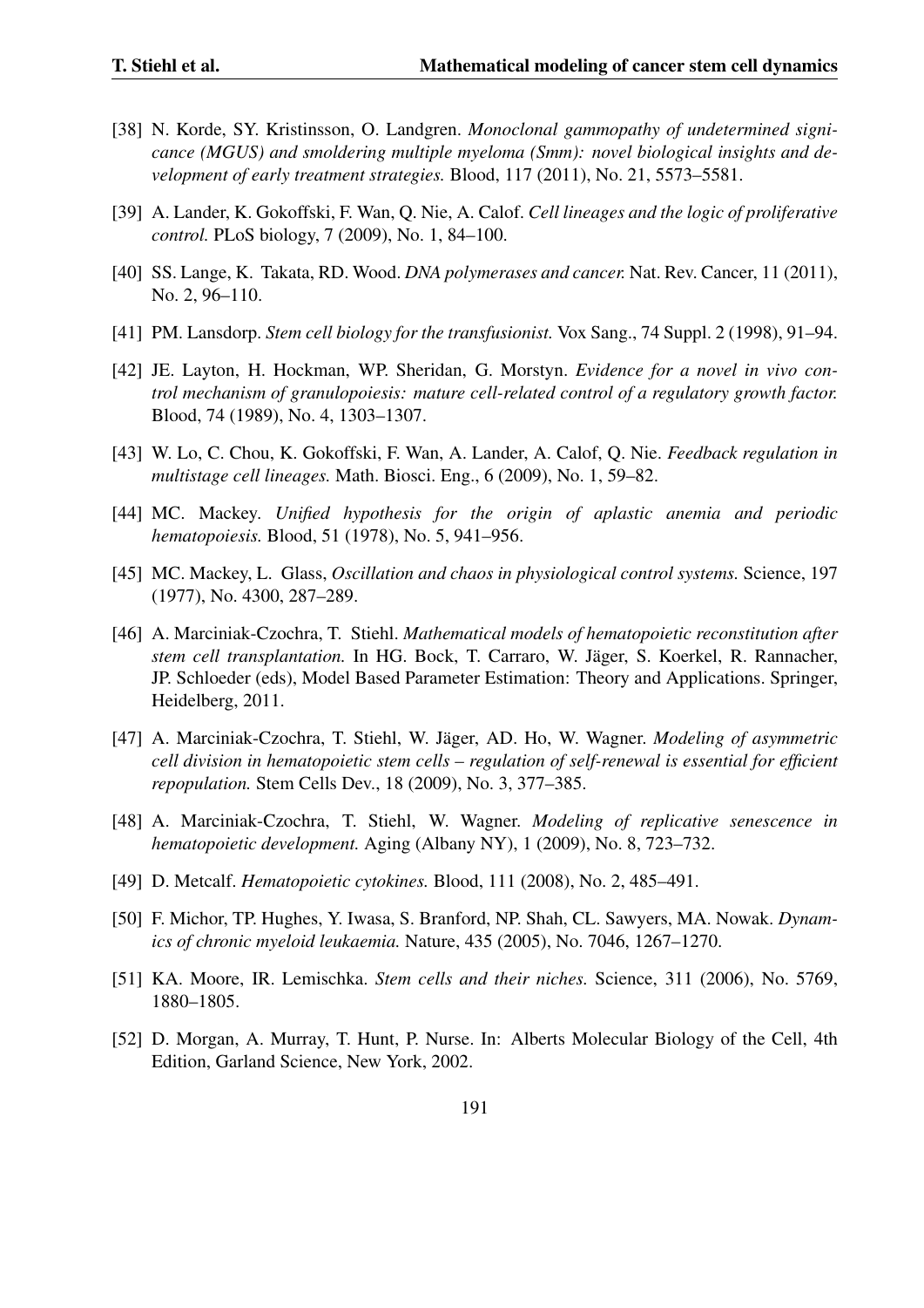[38] N. Korde, SY. Kristinsson, O. Landgren. *Monoclonal gammopathy of undetermined significance (MGUS) and smoldering multiple myeloma (Smm): novel biological insights and development of early treatment strategies.* Blood, 117 (2011), No. 21, 5573–5581.

[39] A. Lander, K. Gokoffski, F. Wan, Q. Nie, A. Calof. *Cell lineages and the logic of proliferative control.* PLoS biology, 7 (2009), No. 1, 84–100.

[40] SS. Lange, K. Takata, RD. Wood. *DNA polymerases and cancer.* Nat. Rev. Cancer, 11 (2011), No. 2, 96–110.

[41] PM. Lansdorp. *Stem cell biology for the transfusionist.* Vox Sang., 74 Suppl. 2 (1998), 91–94.

[42] JE. Layton, H. Hockman, WP. Sheridan, G. Morstyn. *Evidence for a novel in vivo control mechanism of granulopoiesis: mature cell-related control of a regulatory growth factor.* Blood, 74 (1989), No. 4, 1303–1307.

[43] W. Lo, C. Chou, K. Gokoffski, F. Wan, A. Lander, A. Calof, Q. Nie. *Feedback regulation in multistage cell lineages.* Math. Biosci. Eng., 6 (2009), No. 1, 59–82.

[44] MC. Mackey. *Unified hypothesis for the origin of aplastic anemia and periodic hematopoiesis.* Blood, 51 (1978), No. 5, 941–956.

[45] MC. Mackey, L. Glass, *Oscillation and chaos in physiological control systems.* Science, 197 (1977), No. 4300, 287–289.

[46] A. Marciniak-Czochra, T. Stiehl. *Mathematical models of hematopoietic reconstitution after stem cell transplantation.* In HG. Bock, T. Carraro, W. Jäger, S. Koerkel, R. Rannacher, JP. Schloeder (eds), Model Based Parameter Estimation: Theory and Applications. Springer, Heidelberg, 2011.

[47] A. Marciniak-Czochra, T. Stiehl, W. Jäger, AD. Ho, W. Wagner. *Modeling of asymmetric cell division in hematopoietic stem cells – regulation of self-renewal is essential for efficient repopulation.* Stem Cells Dev., 18 (2009), No. 3, 377–385.

[48] A. Marciniak-Czochra, T. Stiehl, W. Wagner. *Modeling of replicative senescence in hematopoietic development.* Aging (Albany NY), 1 (2009), No. 8, 723–732.

[49] D. Metcalf. *Hematopoietic cytokines.* Blood, 111 (2008), No. 2, 485–491.

[50] F. Michor, TP. Hughes, Y. Iwasa, S. Branford, NP. Shah, CL. Sawyers, MA. Nowak. *Dynamics of chronic myeloid leukaemia.* Nature, 435 (2005), No. 7046, 1267–1270.

[51] KA. Moore, IR. Lemischka. *Stem cells and their niches.* Science, 311 (2006), No. 5769, 1880–1805.

[52] D. Morgan, A. Murray, T. Hunt, P. Nurse. In: Alberts Molecular Biology of the Cell, 4th Edition, Garland Science, New York, 2002.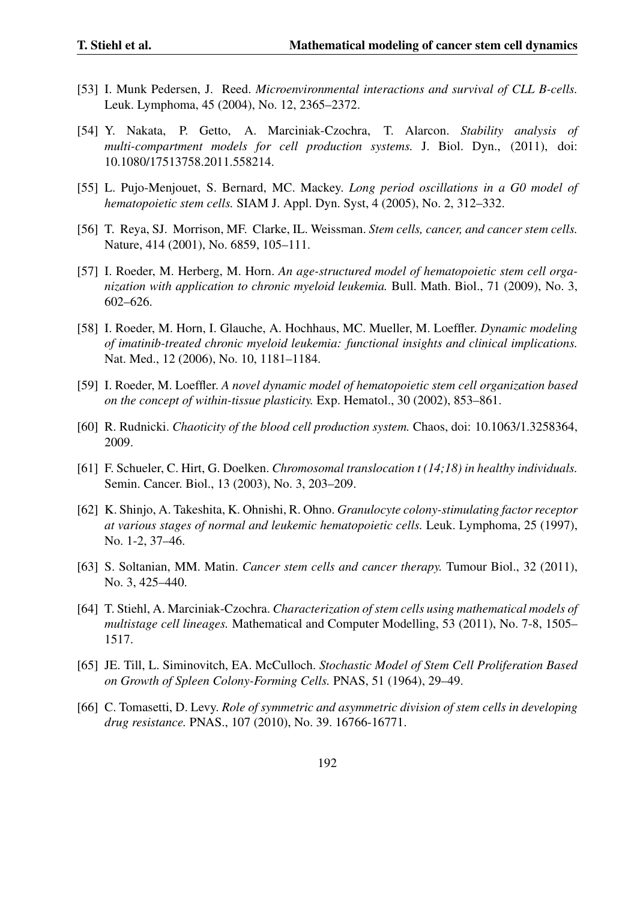[53] I. Munk Pedersen, J. Reed. *Microenvironmental interactions and survival of CLL B-cells.* Leuk. Lymphoma, 45 (2004), No. 12, 2365–2372.

[54] Y. Nakata, P. Getto, A. Marciniak-Czochra, T. Alarcon. *Stability analysis of multi-compartment models for cell production systems.* J. Biol. Dyn., (2011), doi: 10.1080/17513758.2011.558214.

[55] L. Pujo-Menjouet, S. Bernard, MC. Mackey. *Long period oscillations in a G0 model of hematopoietic stem cells.* SIAM J. Appl. Dyn. Syst, 4 (2005), No. 2, 312–332.

[56] T. Reya, SJ. Morrison, MF. Clarke, IL. Weissman. *Stem cells, cancer, and cancer stem cells.* Nature, 414 (2001), No. 6859, 105–111.

[57] I. Roeder, M. Herberg, M. Horn. *An age-structured model of hematopoietic stem cell organization with application to chronic myeloid leukemia.* Bull. Math. Biol., 71 (2009), No. 3, 602–626.

[58] I. Roeder, M. Horn, I. Glauche, A. Hochhaus, MC. Mueller, M. Loeffler. *Dynamic modeling of imatinib-treated chronic myeloid leukemia: functional insights and clinical implications.* Nat. Med., 12 (2006), No. 10, 1181–1184.

[59] I. Roeder, M. Loeffler. *A novel dynamic model of hematopoietic stem cell organization based on the concept of within-tissue plasticity.* Exp. Hematol., 30 (2002), 853–861.

[60] R. Rudnicki. *Chaoticity of the blood cell production system.* Chaos, doi: 10.1063/1.3258364, 2009.

[61] F. Schueler, C. Hirt, G. Doelken. *Chromosomal translocation t (14;18) in healthy individuals.* Semin. Cancer. Biol., 13 (2003), No. 3, 203–209.

[62] K. Shinjo, A. Takeshita, K. Ohnishi, R. Ohno. *Granulocyte colony-stimulating factor receptor at various stages of normal and leukemic hematopoietic cells.* Leuk. Lymphoma, 25 (1997), No. 1-2, 37–46.

[63] S. Soltanian, MM. Matin. *Cancer stem cells and cancer therapy.* Tumour Biol., 32 (2011), No. 3, 425–440.

[64] T. Stiehl, A. Marciniak-Czochra. *Characterization of stem cells using mathematical models of multistage cell lineages.* Mathematical and Computer Modelling, 53 (2011), No. 7-8, 1505–1517.

[65] JE. Till, L. Siminovitch, EA. McCulloch. *Stochastic Model of Stem Cell Proliferation Based on Growth of Spleen Colony-Forming Cells.* PNAS, 51 (1964), 29–49.

[66] C. Tomasetti, D. Levy. *Role of symmetric and asymmetric division of stem cells in developing drug resistance.* PNAS., 107 (2010), No. 39. 16766-16771.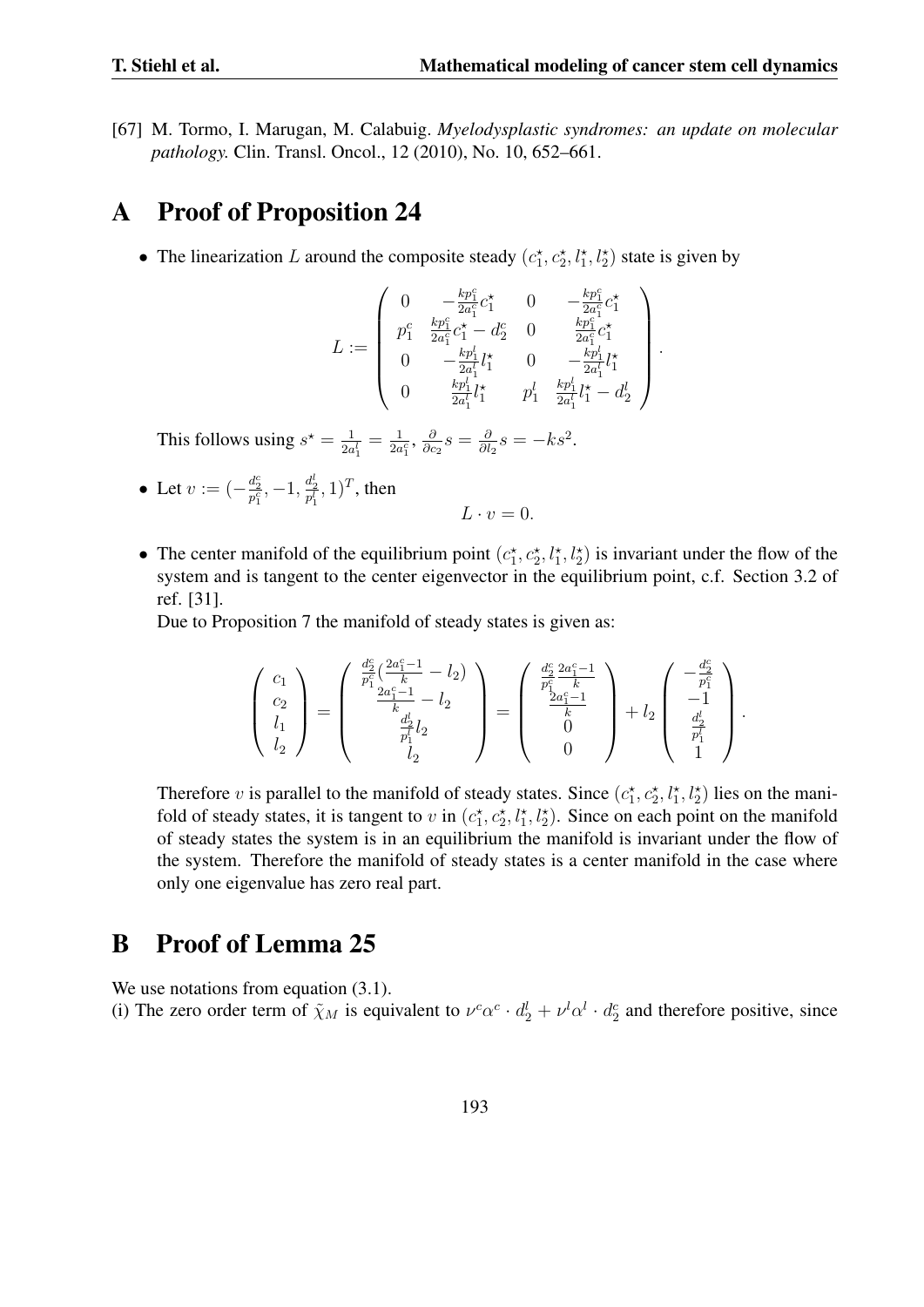[67] M. Tormo, I. Marugan, M. Calabuig. *Myelodysplastic syndromes: an update on molecular pathology.* Clin. Transl. Oncol., 12 (2010), No. 10, 652–661.

# A Proof of Proposition 24

- The linearization $L$ around the composite steady $(c_1^\star, c_2^\star, l_1^\star, l_2^\star)$ state is given by

$$L := \begin{pmatrix} 0 & -\frac{kp_1^c}{2a_1^c}c_1^\star & 0 & -\frac{kp_1^c}{2a_1^c}c_1^\star \\ p_1^c & \frac{kp_1^c}{2a_1^c}c_1^\star - d_2^c & 0 & \frac{kp_1^c}{2a_1^c}c_1^\star \\ 0 & -\frac{kp_1^l}{2a_1^l}l_1^\star & 0 & -\frac{kp_1^l}{2a_1^l}l_1^\star \\ 0 & \frac{kp_1^l}{2a_1^l}l_1^\star & p_1^l & \frac{kp_1^l}{2a_1^l}l_1^\star - d_2^l \end{pmatrix}.$$

  This follows using $s^\star = \frac{1}{2a_1^l} = \frac{1}{2a_1^c}$, $\frac{\partial}{\partial c_2}s = \frac{\partial}{\partial l_2}s = -ks^2$.

- Let $v := (-\frac{d_2^c}{p_1^c}, -1, \frac{d_2^l}{p_1^l}, 1)^T$, then

$$L \cdot v = 0.$$

- The center manifold of the equilibrium point $(c_1^\star, c_2^\star, l_1^\star, l_2^\star)$ is invariant under the flow of the system and is tangent to the center eigenvector in the equilibrium point, c.f. Section 3.2 of ref. [31].

  Due to Proposition 7 the manifold of steady states is given as:

$$\begin{pmatrix} c_1 \\ c_2 \\ l_1 \\ l_2 \end{pmatrix} = \begin{pmatrix} \frac{d_2^c}{p_1^c}(\frac{2a_1^c-1}{k} - l_2) \\ \frac{2a_1^c-1}{k} - l_2 \\ \frac{d_2^l}{p_1^l}l_2 \\ l_2 \end{pmatrix} = \begin{pmatrix} \frac{d_2^c}{p_1^c}\frac{2a_1^c-1}{k} \\ \frac{2a_1^c-1}{k} \\ 0 \\ 0 \end{pmatrix} + l_2 \begin{pmatrix} -\frac{d_2^c}{p_1^c} \\ -1 \\ \frac{d_2^l}{p_1^l} \\ 1 \end{pmatrix}.$$

  Therefore $v$ is parallel to the manifold of steady states. Since $(c_1^\star, c_2^\star, l_1^\star, l_2^\star)$ lies on the manifold of steady states, it is tangent to $v$ in $(c_1^\star, c_2^\star, l_1^\star, l_2^\star)$. Since on each point on the manifold of steady states the system is in an equilibrium the manifold is invariant under the flow of the system. Therefore the manifold of steady states is a center manifold in the case where only one eigenvalue has zero real part.

# B Proof of Lemma 25

We use notations from equation (3.1).

(i) The zero order term of $\tilde{\chi}_M$ is equivalent to $\nu^c\alpha^c \cdot d_2^l + \nu^l\alpha^l \cdot d_2^c$ and therefore positive, since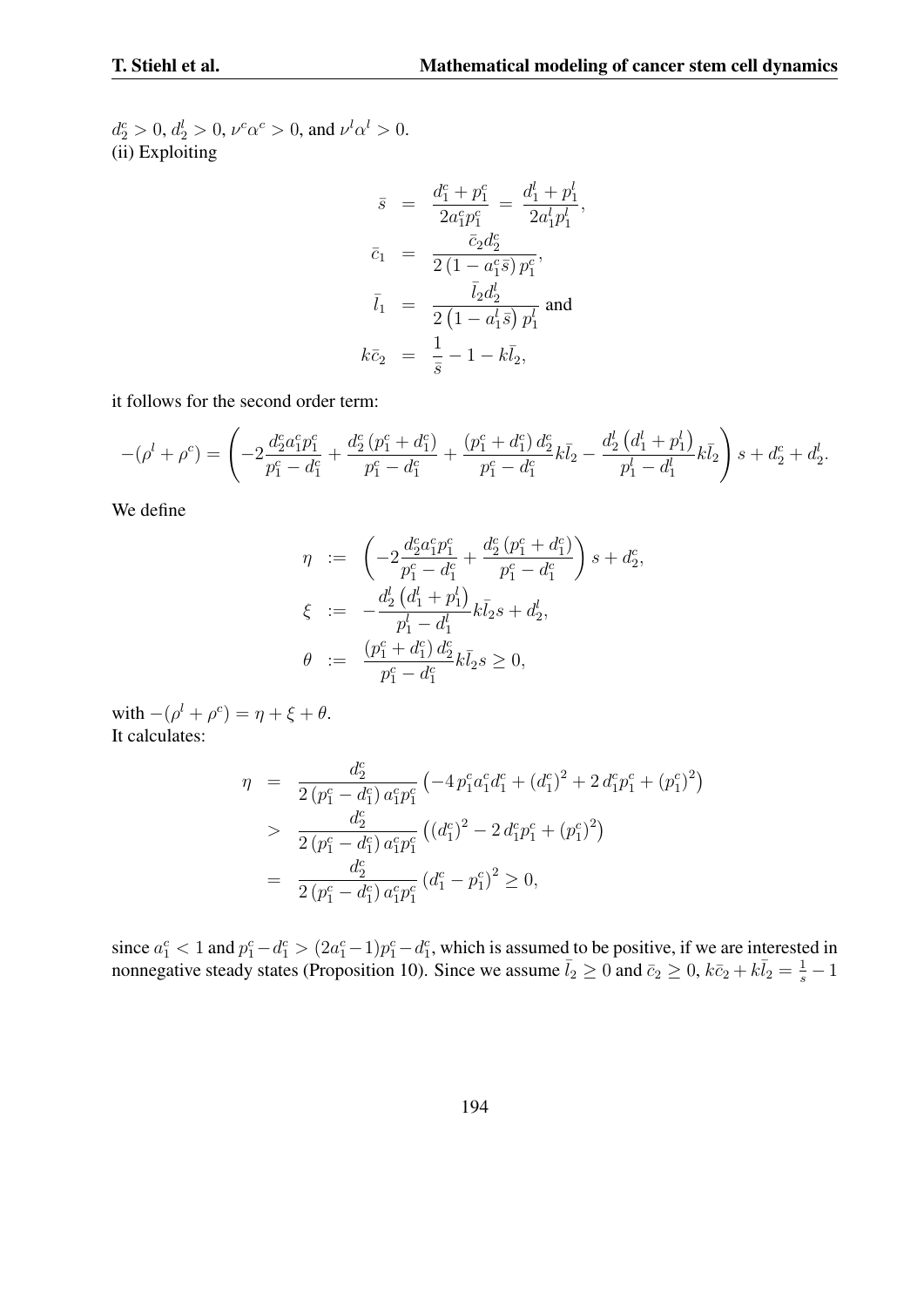$d_2^c > 0$, $d_2^l > 0$, $\nu^c\alpha^c > 0$, and $\nu^l\alpha^l > 0$.
(ii) Exploiting

$$
\begin{aligned}
\bar{s} &= \frac{d_1^c + p_1^c}{2a_1^c p_1^c} = \frac{d_1^l + p_1^l}{2a_1^l p_1^l}, \\
\bar{c}_1 &= \frac{\bar{c}_2 d_2^c}{2\left(1 - a_1^c \bar{s}\right) p_1^c}, \\
\bar{l}_1 &= \frac{\bar{l}_2 d_2^l}{2\left(1 - a_1^l \bar{s}\right) p_1^l} \text{ and} \\
k\bar{c}_2 &= \frac{1}{\bar{s}} - 1 - k\bar{l}_2,
\end{aligned}
$$

it follows for the second order term:

$$
-(\rho^l + \rho^c) = \left( -2\frac{d_2^c a_1^c p_1^c}{p_1^c - d_1^c} + \frac{d_2^c\left(p_1^c + d_1^c\right)}{p_1^c - d_1^c} + \frac{\left(p_1^c + d_1^c\right) d_2^c}{p_1^c - d_1^c} k\bar{l}_2 - \frac{d_2^l\left(d_1^l + p_1^l\right)}{p_1^l - d_1^l} k\bar{l}_2 \right) s + d_2^c + d_2^l.
$$

We define

$$
\begin{aligned}
\eta &:= \left( -2\frac{d_2^c a_1^c p_1^c}{p_1^c - d_1^c} + \frac{d_2^c\left(p_1^c + d_1^c\right)}{p_1^c - d_1^c} \right) s + d_2^c, \\
\xi &:= -\frac{d_2^l\left(d_1^l + p_1^l\right)}{p_1^l - d_1^l} k\bar{l}_2 s + d_2^l, \\
\theta &:= \frac{\left(p_1^c + d_1^c\right) d_2^c}{p_1^c - d_1^c} k\bar{l}_2 s \geq 0,
\end{aligned}
$$

with $-(\rho^l + \rho^c) = \eta + \xi + \theta$.
It calculates:

$$
\begin{aligned}
\eta &= \frac{d_2^c}{2\left(p_1^c - d_1^c\right) a_1^c p_1^c} \left( -4\, p_1^c a_1^c d_1^c + \left(d_1^c\right)^2 + 2\, d_1^c p_1^c + \left(p_1^c\right)^2 \right) \\
&> \frac{d_2^c}{2\left(p_1^c - d_1^c\right) a_1^c p_1^c} \left( \left(d_1^c\right)^2 - 2\, d_1^c p_1^c + \left(p_1^c\right)^2 \right) \\
&= \frac{d_2^c}{2\left(p_1^c - d_1^c\right) a_1^c p_1^c} \left(d_1^c - p_1^c\right)^2 \geq 0,
\end{aligned}
$$

since $a_1^c < 1$ and $p_1^c - d_1^c > (2a_1^c - 1)p_1^c - d_1^c$, which is assumed to be positive, if we are interested in nonnegative steady states (Proposition 10). Since we assume $\bar{l}_2 \geq 0$ and $\bar{c}_2 \geq 0$, $k\bar{c}_2 + k\bar{l}_2 = \frac{1}{s} - 1$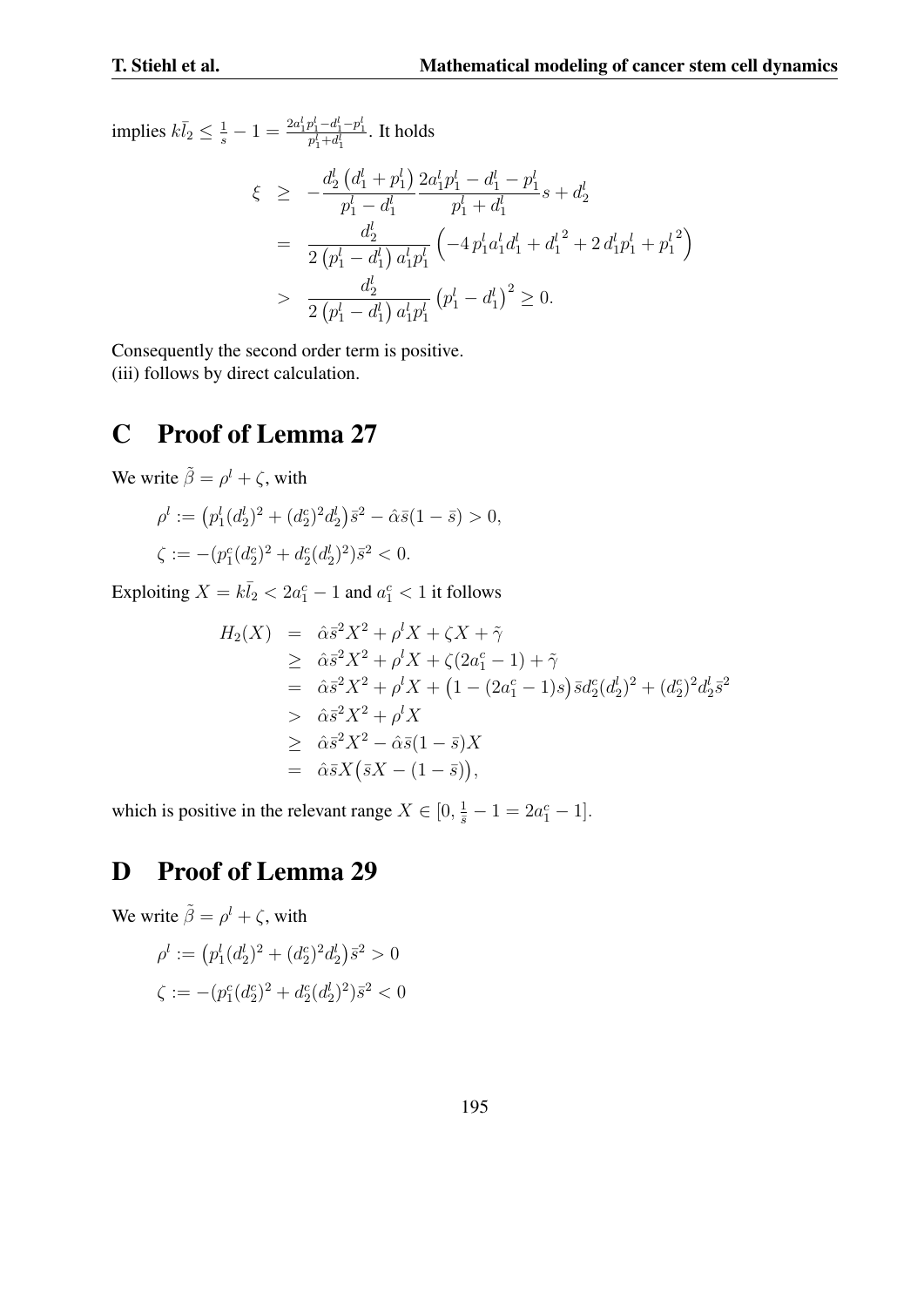implies $k\bar{l}_2 \leq \frac{1}{s} - 1 = \frac{2a_1^l p_1^l - d_1^l - p_1^l}{p_1^l + d_1^l}$. It holds

$$
\begin{aligned}
\xi &\geq -\frac{d_2^l \left(d_1^l + p_1^l\right)}{p_1^l - d_1^l} \frac{2a_1^l p_1^l - d_1^l - p_1^l}{p_1^l + d_1^l} s + d_2^l \\
&= \frac{d_2^l}{2\left(p_1^l - d_1^l\right) a_1^l p_1^l} \left(-4\, p_1^l a_1^l d_1^l + {d_1^l}^2 + 2\, d_1^l p_1^l + {p_1^l}^2\right) \\
&> \frac{d_2^l}{2\left(p_1^l - d_1^l\right) a_1^l p_1^l} \left(p_1^l - d_1^l\right)^2 \geq 0.
\end{aligned}
$$

Consequently the second order term is positive.
(iii) follows by direct calculation.

# C Proof of Lemma 27

We write $\tilde{\beta} = \rho^l + \zeta$, with

$$
\begin{aligned}
\rho^l &:= \left(p_1^l (d_2^l)^2 + (d_2^c)^2 d_2^l\right)\bar{s}^2 - \hat{\alpha}\bar{s}(1-\bar{s}) > 0, \\
\zeta &:= -(p_1^c (d_2^c)^2 + d_2^c (d_2^l)^2)\bar{s}^2 < 0.
\end{aligned}
$$

Exploiting $X = k\bar{l}_2 < 2a_1^c - 1$ and $a_1^c < 1$ it follows

$$
\begin{aligned}
H_2(X) &= \hat{\alpha}\bar{s}^2 X^2 + \rho^l X + \zeta X + \tilde{\gamma} \\
&\geq \hat{\alpha}\bar{s}^2 X^2 + \rho^l X + \zeta(2a_1^c - 1) + \tilde{\gamma} \\
&= \hat{\alpha}\bar{s}^2 X^2 + \rho^l X + \left(1 - (2a_1^c - 1)s\right)\bar{s} d_2^c (d_2^l)^2 + (d_2^c)^2 d_2^l \bar{s}^2 \\
&> \hat{\alpha}\bar{s}^2 X^2 + \rho^l X \\
&\geq \hat{\alpha}\bar{s}^2 X^2 - \hat{\alpha}\bar{s}(1-\bar{s})X \\
&= \hat{\alpha}\bar{s}X\left(\bar{s}X - (1-\bar{s})\right),
\end{aligned}
$$

which is positive in the relevant range $X \in [0, \frac{1}{\bar{s}} - 1 = 2a_1^c - 1]$.

# D Proof of Lemma 29

We write $\tilde{\beta} = \rho^l + \zeta$, with

$$
\begin{aligned}
\rho^l &:= \left(p_1^l (d_2^l)^2 + (d_2^c)^2 d_2^l\right)\bar{s}^2 > 0 \\
\zeta &:= -(p_1^c (d_2^c)^2 + d_2^c (d_2^l)^2)\bar{s}^2 < 0
\end{aligned}
$$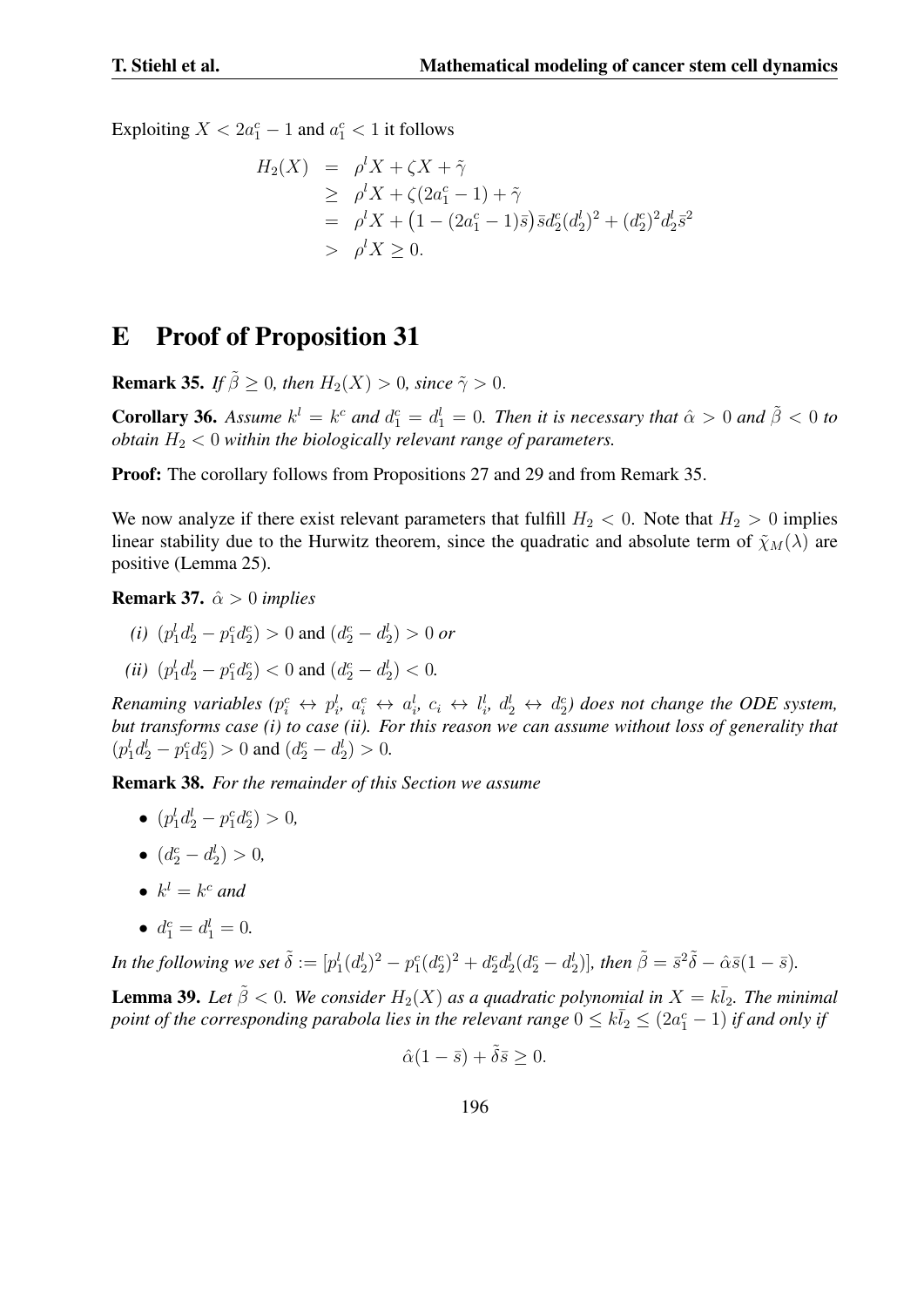Exploiting $X < 2a_1^c - 1$ and $a_1^c < 1$ it follows

$$
\begin{aligned}
H_2(X) &= \rho^l X + \zeta X + \tilde{\gamma} \\
&\geq \rho^l X + \zeta(2a_1^c - 1) + \tilde{\gamma} \\
&= \rho^l X + \left(1 - (2a_1^c - 1)\bar{s}\right)\bar{s} d_2^c (d_2^l)^2 + (d_2^c)^2 d_2^l \bar{s}^2 \\
&> \rho^l X \geq 0.
\end{aligned}
$$

# E Proof of Proposition 31

**Remark 35.** *If $\tilde{\beta} \geq 0$, then $H_2(X) > 0$, since $\tilde{\gamma} > 0$.*

**Corollary 36.** *Assume $k^l = k^c$ and $d_1^c = d_1^l = 0$. Then it is necessary that $\hat{\alpha} > 0$ and $\tilde{\beta} < 0$ to obtain $H_2 < 0$ within the biologically relevant range of parameters.*

**Proof:** The corollary follows from Propositions 27 and 29 and from Remark 35.

We now analyze if there exist relevant parameters that fulfill $H_2 < 0$. Note that $H_2 > 0$ implies linear stability due to the Hurwitz theorem, since the quadratic and absolute term of $\tilde{\chi}_M(\lambda)$ are positive (Lemma 25).

**Remark 37.** *$\hat{\alpha} > 0$ implies*

*(i)* $(p_1^l d_2^l - p_1^c d_2^c) > 0$ and $(d_2^c - d_2^l) > 0$ *or*

*(ii)* $(p_1^l d_2^l - p_1^c d_2^c) < 0$ and $(d_2^c - d_2^l) < 0$.

*Renaming variables ($p_i^c \leftrightarrow p_i^l$, $a_i^c \leftrightarrow a_i^l$, $c_i \leftrightarrow l_i^l$, $d_2^l \leftrightarrow d_2^c$) does not change the ODE system, but transforms case (i) to case (ii). For this reason we can assume without loss of generality that* $(p_1^l d_2^l - p_1^c d_2^c) > 0$ and $(d_2^c - d_2^l) > 0$.

**Remark 38.** *For the remainder of this Section we assume*

- $(p_1^l d_2^l - p_1^c d_2^c) > 0$,
- $(d_2^c - d_2^l) > 0$,
- $k^l = k^c$ *and*
- $d_1^c = d_1^l = 0$.

*In the following we set $\tilde{\delta} := [p_1^l (d_2^l)^2 - p_1^c (d_2^c)^2 + d_2^c d_2^l (d_2^c - d_2^l)]$, then $\tilde{\beta} = \bar{s}^2 \tilde{\delta} - \hat{\alpha}\bar{s}(1 - \bar{s})$.*

**Lemma 39.** *Let $\tilde{\beta} < 0$. We consider $H_2(X)$ as a quadratic polynomial in $X = k\bar{l}_2$. The minimal point of the corresponding parabola lies in the relevant range $0 \leq k\bar{l}_2 \leq (2a_1^c - 1)$ if and only if*

$$
\hat{\alpha}(1 - \bar{s}) + \tilde{\delta}\bar{s} \geq 0.
$$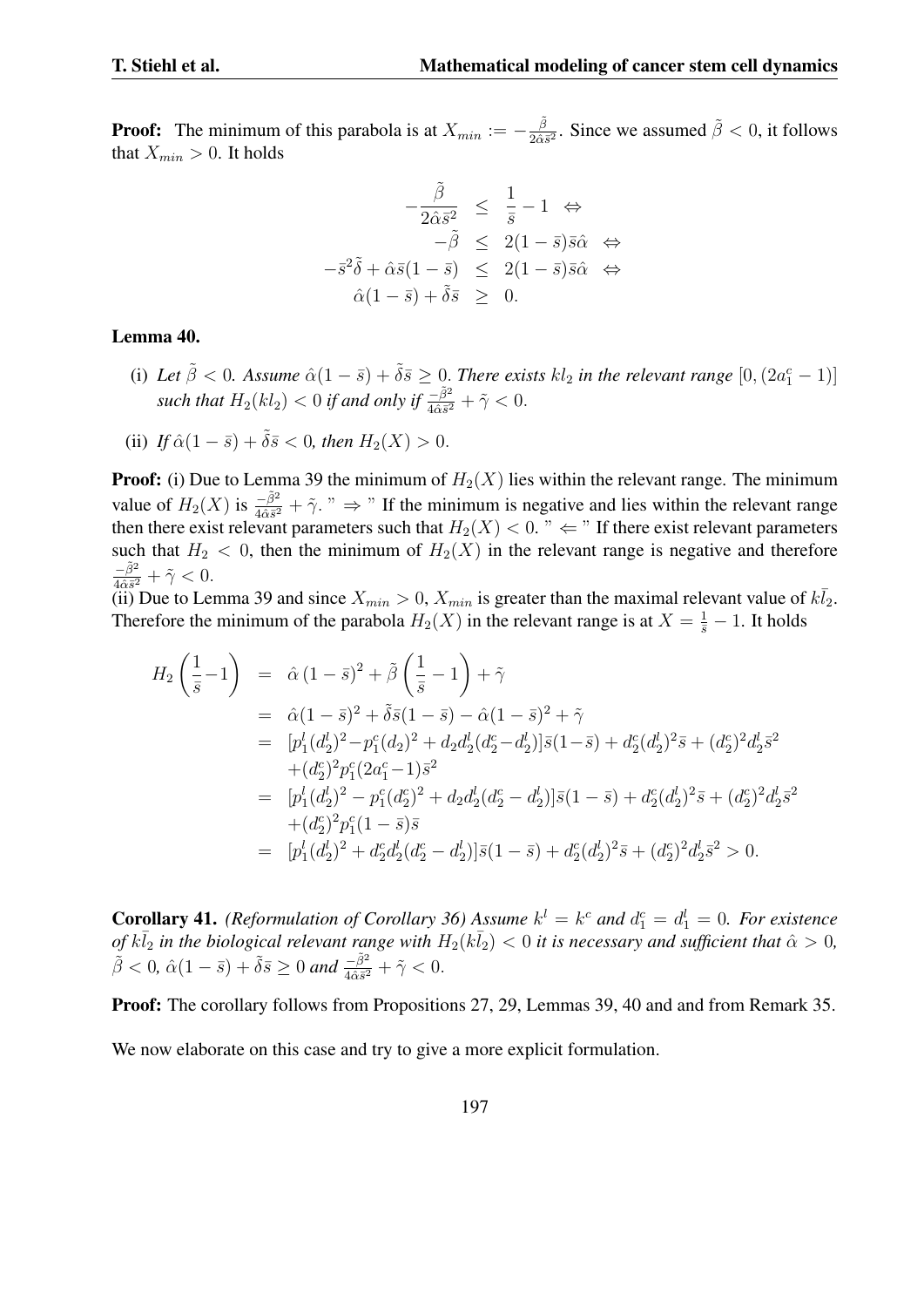**Proof:** The minimum of this parabola is at $X_{min} := -\frac{\tilde{\beta}}{2\hat{\alpha}\bar{s}^2}$. Since we assumed $\tilde{\beta} < 0$, it follows that $X_{min} > 0$. It holds

$$
\begin{aligned}
-\frac{\tilde{\beta}}{2\hat{\alpha}\bar{s}^2} &\leq \frac{1}{\bar{s}} - 1 \quad \Leftrightarrow \\
-\tilde{\beta} &\leq 2(1-\bar{s})\bar{s}\hat{\alpha} \quad \Leftrightarrow \\
-\bar{s}^2\tilde{\delta} + \hat{\alpha}\bar{s}(1-\bar{s}) &\leq 2(1-\bar{s})\bar{s}\hat{\alpha} \quad \Leftrightarrow \\
\hat{\alpha}(1-\bar{s}) + \tilde{\delta}\bar{s} &\geq 0.
\end{aligned}
$$

**Lemma 40.**

(i) *Let $\tilde{\beta} < 0$. Assume $\hat{\alpha}(1-\bar{s}) + \tilde{\delta}\bar{s} \geq 0$. There exists $kl_2$ in the relevant range $[0, (2a_1^c - 1)]$ such that $H_2(kl_2) < 0$ if and only if $\frac{-\tilde{\beta}^2}{4\hat{\alpha}\bar{s}^2} + \tilde{\gamma} < 0$.*

(ii) *If $\hat{\alpha}(1-\bar{s}) + \tilde{\delta}\bar{s} < 0$, then $H_2(X) > 0$.*

**Proof:** (i) Due to Lemma 39 the minimum of $H_2(X)$ lies within the relevant range. The minimum value of $H_2(X)$ is $\frac{-\tilde{\beta}^2}{4\hat{\alpha}\bar{s}^2} + \tilde{\gamma}$. " $\Rightarrow$ " If the minimum is negative and lies within the relevant range then there exist relevant parameters such that $H_2(X) < 0$. " $\Leftarrow$ " If there exist relevant parameters such that $H_2 < 0$, then the minimum of $H_2(X)$ in the relevant range is negative and therefore $\frac{-\tilde{\beta}^2}{4\hat{\alpha}\bar{s}^2} + \tilde{\gamma} < 0$.
(ii) Due to Lemma 39 and since $X_{min} > 0$, $X_{min}$ is greater than the maximal relevant value of $k\bar{l}_2$. Therefore the minimum of the parabola $H_2(X)$ in the relevant range is at $X = \frac{1}{\bar{s}} - 1$. It holds

$$
\begin{aligned}
H_2\left(\frac{1}{\bar{s}}-1\right) &= \hat{\alpha}\,(1-\bar{s})^2 + \tilde{\beta}\left(\frac{1}{\bar{s}}-1\right) + \tilde{\gamma} \\
&= \hat{\alpha}(1-\bar{s})^2 + \tilde{\delta}\bar{s}(1-\bar{s}) - \hat{\alpha}(1-\bar{s})^2 + \tilde{\gamma} \\
&= [p_1^l(d_2^l)^2 - p_1^c(d_2)^2 + d_2 d_2^l(d_2^c - d_2^l)]\bar{s}(1-\bar{s}) + d_2^c(d_2^l)^2\bar{s} + (d_2^c)^2 d_2^l\bar{s}^2 \\
&\quad + (d_2^c)^2 p_1^c(2a_1^c - 1)\bar{s}^2 \\
&= [p_1^l(d_2^l)^2 - p_1^c(d_2^c)^2 + d_2 d_2^l(d_2^c - d_2^l)]\bar{s}(1-\bar{s}) + d_2^c(d_2^l)^2\bar{s} + (d_2^c)^2 d_2^l\bar{s}^2 \\
&\quad + (d_2^c)^2 p_1^c(1-\bar{s})\bar{s} \\
&= [p_1^l(d_2^l)^2 + d_2^c d_2^l(d_2^c - d_2^l)]\bar{s}(1-\bar{s}) + d_2^c(d_2^l)^2\bar{s} + (d_2^c)^2 d_2^l\bar{s}^2 > 0.
\end{aligned}
$$

**Corollary 41.** *(Reformulation of Corollary 36) Assume $k^l = k^c$ and $d_1^c = d_1^l = 0$. For existence of $k\bar{l}_2$ in the biological relevant range with $H_2(k\bar{l}_2) < 0$ it is necessary and sufficient that $\hat{\alpha} > 0$, $\tilde{\beta} < 0$, $\hat{\alpha}(1-\bar{s}) + \tilde{\delta}\bar{s} \geq 0$ and $\frac{-\tilde{\beta}^2}{4\hat{\alpha}\bar{s}^2} + \tilde{\gamma} < 0$.*

**Proof:** The corollary follows from Propositions 27, 29, Lemmas 39, 40 and and from Remark 35.

We now elaborate on this case and try to give a more explicit formulation.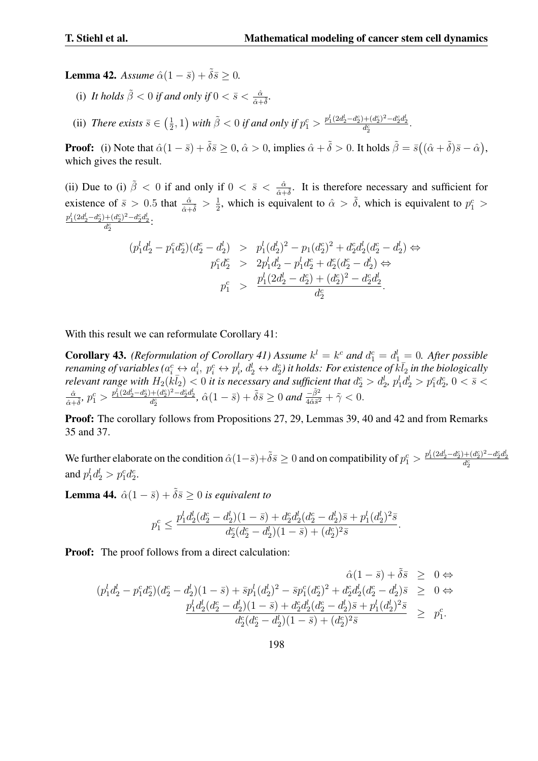**Lemma 42.** *Assume $\hat{\alpha}(1-\bar{s}) + \tilde{\delta}\bar{s} \geq 0$.*

(i) *It holds $\tilde{\beta} < 0$ if and only if $0 < \bar{s} < \frac{\hat{\alpha}}{\hat{\alpha}+\tilde{\delta}}$.*

(ii) *There exists $\bar{s} \in \left(\frac{1}{2}, 1\right)$ with $\tilde{\beta} < 0$ if and only if $p_1^c > \frac{p_1^l(2d_2^l - d_2^c) + (d_2^c)^2 - d_2^c d_2^l}{d_2^c}$.*

**Proof:** (i) Note that $\hat{\alpha}(1-\bar{s}) + \tilde{\delta}\bar{s} \geq 0$, $\hat{\alpha} > 0$, implies $\hat{\alpha} + \tilde{\delta} > 0$. It holds $\tilde{\beta} = \bar{s}\big((\hat{\alpha}+\tilde{\delta})\bar{s} - \hat{\alpha}\big)$, which gives the result.

(ii) Due to (i) $\tilde{\beta} < 0$ if and only if $0 < \bar{s} < \frac{\hat{\alpha}}{\hat{\alpha}+\tilde{\delta}}$. It is therefore necessary and sufficient for existence of $\bar{s} > 0.5$ that $\frac{\hat{\alpha}}{\hat{\alpha}+\tilde{\delta}} > \frac{1}{2}$, which is equivalent to $\hat{\alpha} > \tilde{\delta}$, which is equivalent to $p_1^c > \frac{p_1^l(2d_2^l - d_2^c) + (d_2^c)^2 - d_2^c d_2^l}{d_2^c}$:

$$
\begin{aligned}
(p_1^l d_2^l - p_1^c d_2^c)(d_2^c - d_2^l) &> p_1^l (d_2^l)^2 - p_1 (d_2^c)^2 + d_2^c d_2^l (d_2^c - d_2^l) \Leftrightarrow \\
p_1^c d_2^c &> 2p_1^l d_2^l - p_1^l d_2^c + d_2^c (d_2^c - d_2^l) \Leftrightarrow \\
p_1^c &> \frac{p_1^l (2d_2^l - d_2^c) + (d_2^c)^2 - d_2^c d_2^l}{d_2^c}.
\end{aligned}
$$

With this result we can reformulate Corollary 41:

**Corollary 43.** *(Reformulation of Corollary 41) Assume $k^l = k^c$ and $d_1^c = d_1^l = 0$. After possible renaming of variables ($a_i^c \leftrightarrow a_i^l$, $p_i^c \leftrightarrow p_i^l$, $d_2^l \leftrightarrow d_2^c$) it holds: For existence of $k\bar{l}_2$ in the biologically relevant range with $H_2(k\bar{l}_2) < 0$ it is necessary and sufficient that $d_2^c > d_2^l$, $p_1^l d_2^l > p_1^c d_2^c$, $0 < \bar{s} < \frac{\hat{\alpha}}{\hat{\alpha}+\tilde{\delta}}$, $p_1^c > \frac{p_1^l(2d_2^l - d_2^c) + (d_2^c)^2 - d_2^c d_2^l}{d_2^c}$, $\hat{\alpha}(1-\bar{s}) + \tilde{\delta}\bar{s} \geq 0$ and $\frac{-\tilde{\beta}^2}{4\hat{\alpha}\bar{s}^2} + \tilde{\gamma} < 0$.*

**Proof:** The corollary follows from Propositions 27, 29, Lemmas 39, 40 and 42 and from Remarks 35 and 37.

We further elaborate on the condition $\hat{\alpha}(1-\bar{s}) + \tilde{\delta}\bar{s} \geq 0$ and on compatibility of $p_1^c > \frac{p_1^l(2d_2^l - d_2^c) + (d_2^c)^2 - d_2^c d_2^l}{d_2^c}$ and $p_1^l d_2^l > p_1^c d_2^c$.

**Lemma 44.** *$\hat{\alpha}(1-\bar{s}) + \tilde{\delta}\bar{s} \geq 0$ is equivalent to*

$$
p_1^c \leq \frac{p_1^l d_2^l (d_2^c - d_2^l)(1-\bar{s}) + d_2^c d_2^l (d_2^c - d_2^l)\bar{s} + p_1^l (d_2^l)^2 \bar{s}}{d_2^c (d_2^c - d_2^l)(1-\bar{s}) + (d_2^c)^2 \bar{s}}.
$$

**Proof:** The proof follows from a direct calculation:

$$
\begin{aligned}
\hat{\alpha}(1-\bar{s}) + \tilde{\delta}\bar{s} &\geq 0 \Leftrightarrow \\
(p_1^l d_2^l - p_1^c d_2^c)(d_2^c - d_2^l)(1-\bar{s}) + \bar{s} p_1^l (d_2^l)^2 - \bar{s} p_1^c (d_2^c)^2 + d_2^c d_2^l (d_2^c - d_2^l)\bar{s} &\geq 0 \Leftrightarrow \\
\frac{p_1^l d_2^l (d_2^c - d_2^l)(1-\bar{s}) + d_2^c d_2^l (d_2^c - d_2^l)\bar{s} + p_1^l (d_2^l)^2 \bar{s}}{d_2^c (d_2^c - d_2^l)(1-\bar{s}) + (d_2^c)^2 \bar{s}} &\geq p_1^c.
\end{aligned}
$$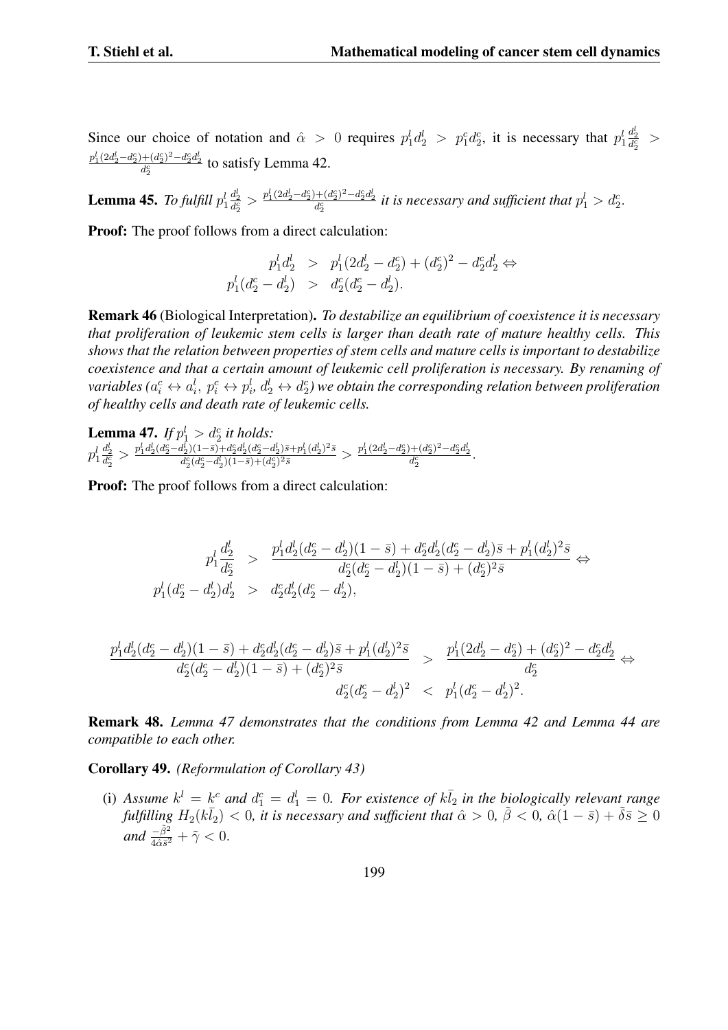Since our choice of notation and $\hat{\alpha} > 0$ requires $p_1^l d_2^l > p_1^c d_2^c$, it is necessary that $p_1^l \frac{d_2^l}{d_2^c} > \frac{p_1^l(2d_2^l - d_2^c) + (d_2^c)^2 - d_2^c d_2^l}{d_2^c}$ to satisfy Lemma 42.

**Lemma 45.** *To fulfill $p_1^l \frac{d_2^l}{d_2^c} > \frac{p_1^l(2d_2^l - d_2^c) + (d_2^c)^2 - d_2^c d_2^l}{d_2^c}$ it is necessary and sufficient that $p_1^l > d_2^c$.*

**Proof:** The proof follows from a direct calculation:

$$
\begin{aligned}
p_1^l d_2^l &> p_1^l(2d_2^l - d_2^c) + (d_2^c)^2 - d_2^c d_2^l \Leftrightarrow \\
p_1^l(d_2^c - d_2^l) &> d_2^c(d_2^c - d_2^l).
\end{aligned}
$$

**Remark 46** (Biological Interpretation)**.** *To destabilize an equilibrium of coexistence it is necessary that proliferation of leukemic stem cells is larger than death rate of mature healthy cells. This shows that the relation between properties of stem cells and mature cells is important to destabilize coexistence and that a certain amount of leukemic cell proliferation is necessary. By renaming of variables ($a_i^c \leftrightarrow a_i^l$, $p_i^c \leftrightarrow p_i^l$, $d_2^l \leftrightarrow d_2^c$) we obtain the corresponding relation between proliferation of healthy cells and death rate of leukemic cells.*

**Lemma 47.** *If $p_1^l > d_2^c$ it holds:*
$p_1^l \frac{d_2^l}{d_2^c} > \frac{p_1^l d_2^l(d_2^c - d_2^l)(1-\bar{s}) + d_2^c d_2^l(d_2^c - d_2^l)\bar{s} + p_1^l(d_2^l)^2 \bar{s}}{d_2^c(d_2^c - d_2^l)(1-\bar{s}) + (d_2^c)^2 \bar{s}} > \frac{p_1^l(2d_2^l - d_2^c) + (d_2^c)^2 - d_2^c d_2^l}{d_2^c}$.

**Proof:** The proof follows from a direct calculation:

$$
\begin{aligned}
p_1^l \frac{d_2^l}{d_2^c} &> \frac{p_1^l d_2^l(d_2^c - d_2^l)(1-\bar{s}) + d_2^c d_2^l(d_2^c - d_2^l)\bar{s} + p_1^l(d_2^l)^2 \bar{s}}{d_2^c(d_2^c - d_2^l)(1-\bar{s}) + (d_2^c)^2 \bar{s}} \Leftrightarrow \\
p_1^l(d_2^c - d_2^l)d_2^l &> d_2^c d_2^l(d_2^c - d_2^l),
\end{aligned}
$$

$$
\begin{aligned}
\frac{p_1^l d_2^l(d_2^c - d_2^l)(1-\bar{s}) + d_2^c d_2^l(d_2^c - d_2^l)\bar{s} + p_1^l(d_2^l)^2 \bar{s}}{d_2^c(d_2^c - d_2^l)(1-\bar{s}) + (d_2^c)^2 \bar{s}} &> \frac{p_1^l(2d_2^l - d_2^c) + (d_2^c)^2 - d_2^c d_2^l}{d_2^c} \Leftrightarrow \\
d_2^c(d_2^c - d_2^l)^2 &< p_1^l(d_2^c - d_2^l)^2.
\end{aligned}
$$

**Remark 48.** *Lemma 47 demonstrates that the conditions from Lemma 42 and Lemma 44 are compatible to each other.*

**Corollary 49.** *(Reformulation of Corollary 43)*

(i) *Assume $k^l = k^c$ and $d_1^c = d_1^l = 0$. For existence of $k\bar{l}_2$ in the biologically relevant range fulfilling $H_2(k\bar{l}_2) < 0$, it is necessary and sufficient that $\hat{\alpha} > 0$, $\tilde{\beta} < 0$, $\hat{\alpha}(1-\bar{s}) + \tilde{\delta}\bar{s} \geq 0$ and $\frac{-\tilde{\beta}^2}{4\hat{\alpha}\bar{s}^2} + \tilde{\gamma} < 0$.*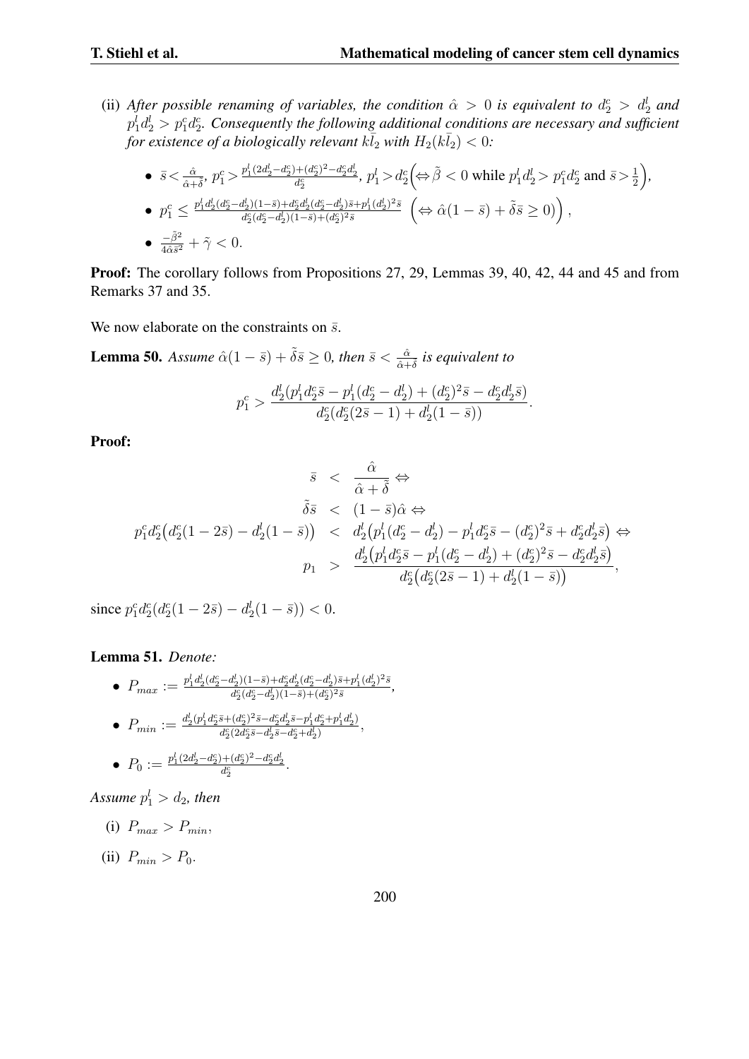(ii) *After possible renaming of variables, the condition $\hat{\alpha} > 0$ is equivalent to $d_2^c > d_2^l$ and $p_1^l d_2^l > p_1^c d_2^c$. Consequently the following additional conditions are necessary and sufficient for existence of a biologically relevant $\bar{kl_2}$ with $H_2(\bar{kl_2}) < 0$:*

- $\bar{s} < \frac{\hat{\alpha}}{\hat{\alpha}+\tilde{\delta}}$, $p_1^c > \frac{p_1^l(2d_2^l - d_2^c) + (d_2^c)^2 - d_2^c d_2^l}{d_2^c}$, $p_1^l > d_2^c \Big( \Leftrightarrow \tilde{\beta} < 0 \text{ while } p_1^l d_2^l > p_1^c d_2^c \text{ and } \bar{s} > \frac{1}{2} \Big)$,
- $p_1^c \leq \frac{p_1^l d_2^l (d_2^c - d_2^l)(1-\bar{s}) + d_2^c d_2^l (d_2^c - d_2^l)\bar{s} + p_1^l (d_2^l)^2 \bar{s}}{d_2^c (d_2^c - d_2^l)(1-\bar{s}) + (d_2^c)^2 \bar{s}} \ \left( \Leftrightarrow \hat{\alpha}(1-\bar{s}) + \tilde{\delta}\bar{s} \geq 0 \right)$,
- $\frac{-\tilde{\beta}^2}{4\hat{\alpha}\bar{s}^2} + \tilde{\gamma} < 0$.

**Proof:** The corollary follows from Propositions 27, 29, Lemmas 39, 40, 42, 44 and 45 and from Remarks 37 and 35.

We now elaborate on the constraints on $\bar{s}$.

**Lemma 50.** *Assume $\hat{\alpha}(1-\bar{s}) + \tilde{\delta}\bar{s} \geq 0$, then $\bar{s} < \frac{\hat{\alpha}}{\hat{\alpha}+\tilde{\delta}}$ is equivalent to*

$$p_1^c > \frac{d_2^l (p_1^l d_2^c \bar{s} - p_1^l (d_2^c - d_2^l) + (d_2^c)^2 \bar{s} - d_2^c d_2^l \bar{s})}{d_2^c (d_2^c (2\bar{s} - 1) + d_2^l (1 - \bar{s}))}.$$

**Proof:**

$$\begin{aligned}
\bar{s} &< \frac{\hat{\alpha}}{\hat{\alpha}+\tilde{\delta}} \Leftrightarrow \\
\tilde{\delta}\bar{s} &< (1-\bar{s})\hat{\alpha} \Leftrightarrow \\
p_1^c d_2^c \big( d_2^c (1-2\bar{s}) - d_2^l (1-\bar{s}) \big) &< d_2^l \big( p_1^l (d_2^c - d_2^l) - p_1^l d_2^c \bar{s} - (d_2^c)^2 \bar{s} + d_2^c d_2^l \bar{s} \big) \Leftrightarrow \\
p_1 &> \frac{d_2^l \big( p_1^l d_2^c \bar{s} - p_1^l (d_2^c - d_2^l) + (d_2^c)^2 \bar{s} - d_2^c d_2^l \bar{s} \big)}{d_2^c \big( d_2^c (2\bar{s} - 1) + d_2^l (1-\bar{s}) \big)},
\end{aligned}$$

since $p_1^c d_2^c (d_2^c (1-2\bar{s}) - d_2^l (1-\bar{s})) < 0$.

**Lemma 51.** *Denote:*

- $P_{max} := \frac{p_1^l d_2^l (d_2^c - d_2^l)(1-\bar{s}) + d_2^c d_2^l (d_2^c - d_2^l)\bar{s} + p_1^l (d_2^l)^2 \bar{s}}{d_2^c (d_2^c - d_2^l)(1-\bar{s}) + (d_2^c)^2 \bar{s}}$,
- $P_{min} := \frac{d_2^l (p_1^l d_2^c \bar{s} + (d_2^c)^2 \bar{s} - d_2^c d_2^l \bar{s} - p_1^l d_2^c + p_1^l d_2^l)}{d_2^c (2 d_2^c \bar{s} - d_2^l \bar{s} - d_2^c + d_2^l)}$,
- $P_0 := \frac{p_1^l (2d_2^l - d_2^c) + (d_2^c)^2 - d_2^c d_2^l}{d_2^c}$.

*Assume $p_1^l > d_2$, then*

(i) $P_{max} > P_{min}$,

(ii) $P_{min} > P_0$.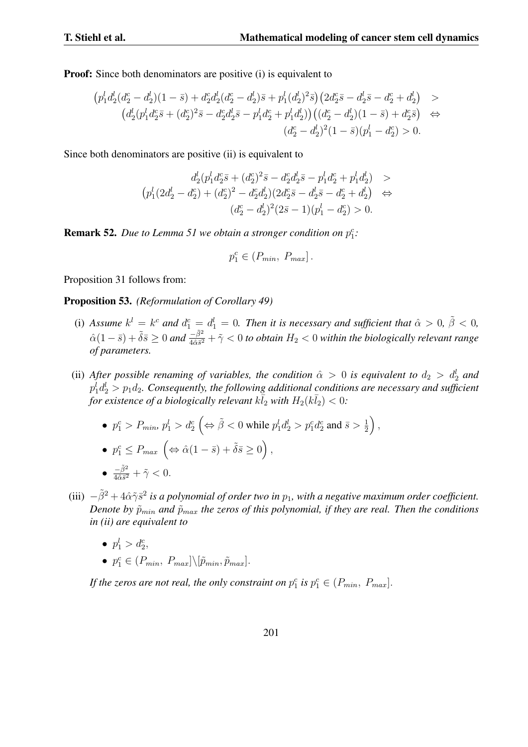**Proof:** Since both denominators are positive (i) is equivalent to

$$
\begin{aligned}
\left(p_1^l d_2^l (d_2^c - d_2^l)(1-\bar{s}) + d_2^c d_2^l (d_2^c - d_2^l)\bar{s} + p_1^l (d_2^l)^2 \bar{s}\right)\left(2d_2^c \bar{s} - d_2^l \bar{s} - d_2^c + d_2^l\right) &> \\
\left(d_2^l (p_1^l d_2^c \bar{s} + (d_2^c)^2 \bar{s} - d_2^c d_2^l \bar{s} - p_1^l d_2^c + p_1^l d_2^l)\right)\left((d_2^c - d_2^l)(1-\bar{s}) + d_2^c \bar{s}\right) &\Leftrightarrow \\
(d_2^c - d_2^l)^2 (1-\bar{s})(p_1^l - d_2^c) > 0.&
\end{aligned}
$$

Since both denominators are positive (ii) is equivalent to

$$
\begin{aligned}
d_2^l (p_1^l d_2^c \bar{s} + (d_2^c)^2 \bar{s} - d_2^c d_2^l \bar{s} - p_1^l d_2^c + p_1^l d_2^l) &> \\
\left(p_1^l (2d_2^l - d_2^c) + (d_2^c)^2 - d_2^c d_2^l\right)(2d_2^c \bar{s} - d_2^l \bar{s} - d_2^c + d_2^l) &\Leftrightarrow \\
(d_2^c - d_2^l)^2 (2\bar{s} - 1)(p_1^l - d_2^c) > 0.&
\end{aligned}
$$

**Remark 52.** *Due to Lemma 51 we obtain a stronger condition on $p_1^c$:*

$$
p_1^c \in (P_{min},\ P_{max}].
$$

Proposition 31 follows from:

**Proposition 53.** *(Reformulation of Corollary 49)*

(i) *Assume $k^l = k^c$ and $d_1^c = d_1^l = 0$. Then it is necessary and sufficient that $\hat{\alpha} > 0$, $\tilde{\beta} < 0$, $\hat{\alpha}(1-\bar{s}) + \tilde{\delta}\bar{s} \geq 0$ and $\frac{-\tilde{\beta}^2}{4\hat{\alpha}\bar{s}^2} + \tilde{\gamma} < 0$ to obtain $H_2 < 0$ within the biologically relevant range of parameters.*

(ii) *After possible renaming of variables, the condition $\hat{\alpha} > 0$ is equivalent to $d_2 > d_2^l$ and $p_1^l d_2^l > p_1 d_2$. Consequently, the following additional conditions are necessary and sufficient for existence of a biologically relevant $\bar{kl_2}$ with $H_2(\bar{kl_2}) < 0$:*

- $p_1^c > P_{min}$, $p_1^l > d_2^c$ $\left(\Leftrightarrow \tilde{\beta} < 0 \text{ while } p_1^l d_2^l > p_1^c d_2^c \text{ and } \bar{s} > \frac{1}{2}\right)$,
- $p_1^c \leq P_{max}$ $\left(\Leftrightarrow \hat{\alpha}(1-\bar{s}) + \tilde{\delta}\bar{s} \geq 0\right)$,
- $\frac{-\tilde{\beta}^2}{4\hat{\alpha}\bar{s}^2} + \tilde{\gamma} < 0$.

(iii) *$-\tilde{\beta}^2 + 4\hat{\alpha}\tilde{\gamma}\bar{s}^2$ is a polynomial of order two in $p_1$, with a negative maximum order coefficient. Denote by $\tilde{p}_{min}$ and $\tilde{p}_{max}$ the zeros of this polynomial, if they are real. Then the conditions in (ii) are equivalent to*

- $p_1^l > d_2^c$,
- $p_1^c \in (P_{min},\ P_{max}] \backslash [\tilde{p}_{min}, \tilde{p}_{max}]$.

*If the zeros are not real, the only constraint on $p_1^c$ is $p_1^c \in (P_{min},\ P_{max}]$.*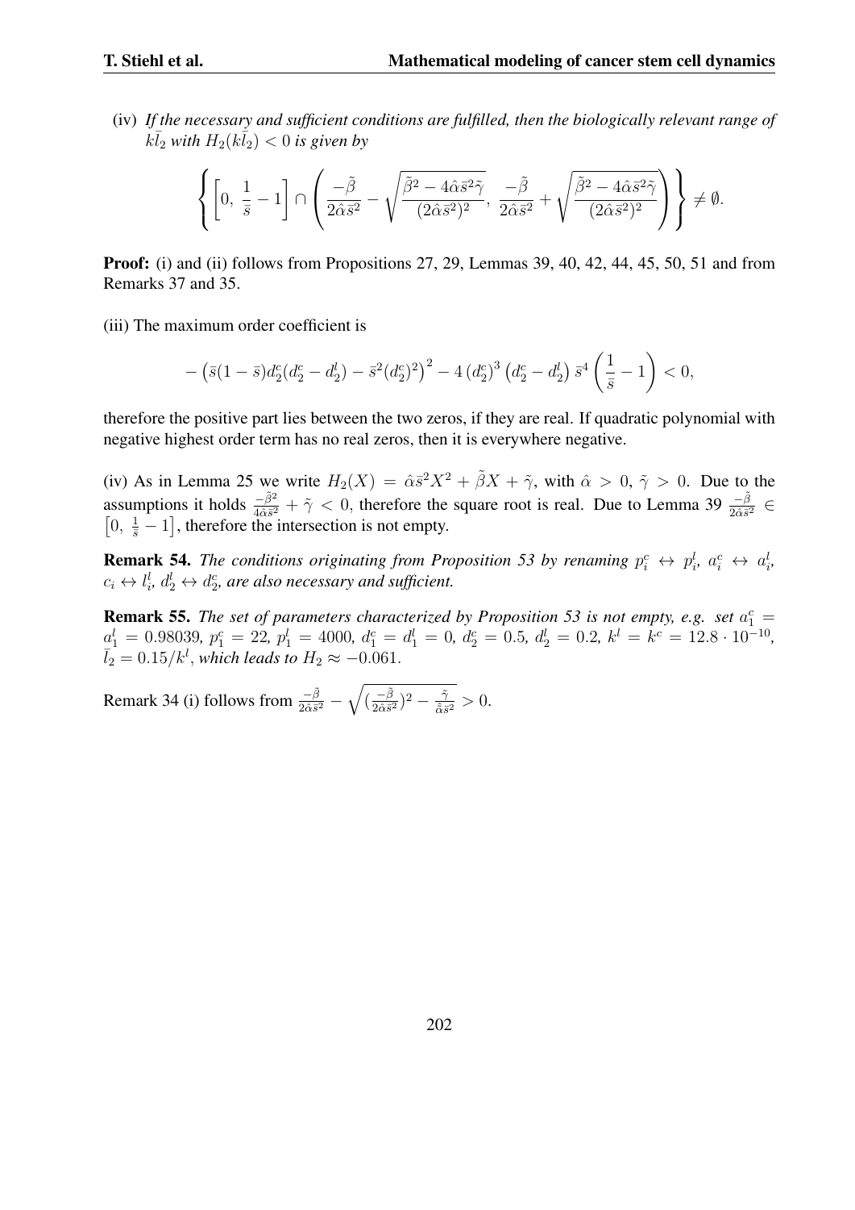(iv) *If the necessary and sufficient conditions are fulfilled, then the biologically relevant range of $k\bar{l}_2$ with $H_2(k\bar{l}_2) < 0$ is given by*

$$\left\{ \left[0,\ \frac{1}{\bar{s}} - 1\right] \cap \left( \frac{-\tilde{\beta}}{2\hat{\alpha}\bar{s}^2} - \sqrt{\frac{\tilde{\beta}^2 - 4\hat{\alpha}\bar{s}^2\tilde{\gamma}}{(2\hat{\alpha}\bar{s}^2)^2}},\ \frac{-\tilde{\beta}}{2\hat{\alpha}\bar{s}^2} + \sqrt{\frac{\tilde{\beta}^2 - 4\hat{\alpha}\bar{s}^2\tilde{\gamma}}{(2\hat{\alpha}\bar{s}^2)^2}} \right) \right\} \neq \emptyset.$$

**Proof:** (i) and (ii) follows from Propositions 27, 29, Lemmas 39, 40, 42, 44, 45, 50, 51 and from Remarks 37 and 35.

(iii) The maximum order coefficient is

$$-\left(\bar{s}(1-\bar{s})d_2^c(d_2^c - d_2^l) - \bar{s}^2(d_2^c)^2\right)^2 - 4\left(d_2^c\right)^3\left(d_2^c - d_2^l\right)\bar{s}^4\left(\frac{1}{\bar{s}} - 1\right) < 0,$$

therefore the positive part lies between the two zeros, if they are real. If quadratic polynomial with negative highest order term has no real zeros, then it is everywhere negative.

(iv) As in Lemma 25 we write $H_2(X) = \hat{\alpha}\bar{s}^2X^2 + \tilde{\beta}X + \tilde{\gamma}$, with $\hat{\alpha} > 0$, $\tilde{\gamma} > 0$. Due to the assumptions it holds $\frac{-\tilde{\beta}^2}{4\hat{\alpha}\bar{s}^2} + \tilde{\gamma} < 0$, therefore the square root is real. Due to Lemma 39 $\frac{-\tilde{\beta}}{2\hat{\alpha}\bar{s}^2} \in \left[0,\ \frac{1}{\bar{s}} - 1\right]$, therefore the intersection is not empty.

**Remark 54.** *The conditions originating from Proposition 53 by renaming $p_i^c \leftrightarrow p_i^l$, $a_i^c \leftrightarrow a_i^l$, $c_i \leftrightarrow l_i^l$, $d_2^l \leftrightarrow d_2^c$, are also necessary and sufficient.*

**Remark 55.** *The set of parameters characterized by Proposition 53 is not empty, e.g. set $a_1^c = a_1^l = 0.98039$, $p_1^c = 22$, $p_1^l = 4000$, $d_1^c = d_1^l = 0$, $d_2^c = 0.5$, $d_2^l = 0.2$, $k^l = k^c = 12.8 \cdot 10^{-10}$, $\bar{l}_2 = 0.15/k^l$, which leads to $H_2 \approx -0.061$.*

Remark 34 (i) follows from $\frac{-\tilde{\beta}}{2\hat{\alpha}\bar{s}^2} - \sqrt{(\frac{-\tilde{\beta}}{2\hat{\alpha}\bar{s}^2})^2 - \frac{\tilde{\gamma}}{\hat{\alpha}\bar{s}^2}} > 0$.